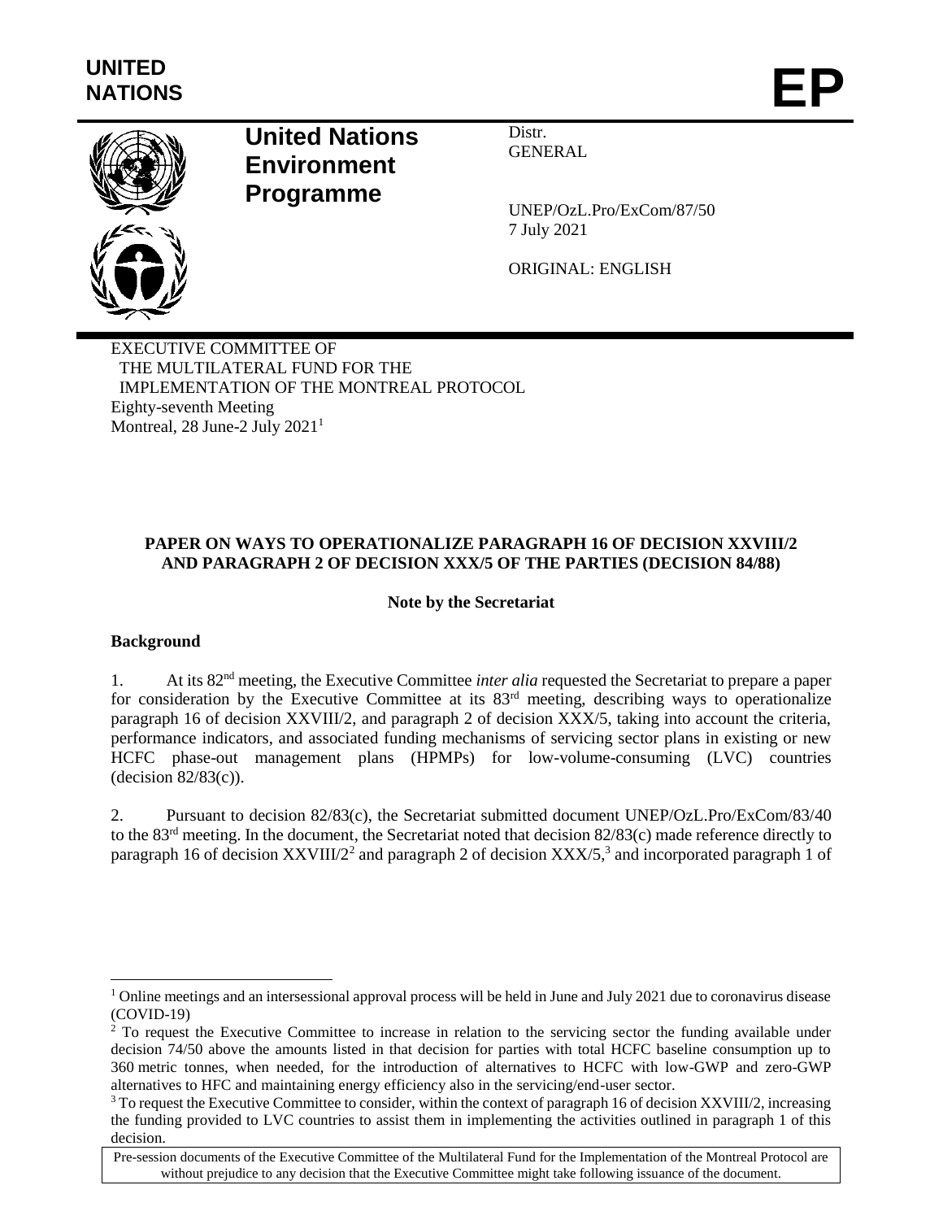**UNITED NATIONS**

**EP**

# United Nations Environment Programme

Distr.
GENERAL

UNEP/OzL.Pro/ExCom/87/50
7 July 2021

ORIGINAL: ENGLISH

EXECUTIVE COMMITTEE OF
THE MULTILATERAL FUND FOR THE
IMPLEMENTATION OF THE MONTREAL PROTOCOL
Eighty-seventh Meeting
Montreal, 28 June-2 July 2021[1]

## PAPER ON WAYS TO OPERATIONALIZE PARAGRAPH 16 OF DECISION XXVIII/2 AND PARAGRAPH 2 OF DECISION XXX/5 OF THE PARTIES (DECISION 84/88)

**Note by the Secretariat**

### Background

1. At its 82[nd] meeting, the Executive Committee *inter alia* requested the Secretariat to prepare a paper for consideration by the Executive Committee at its 83[rd] meeting, describing ways to operationalize paragraph 16 of decision XXVIII/2, and paragraph 2 of decision XXX/5, taking into account the criteria, performance indicators, and associated funding mechanisms of servicing sector plans in existing or new HCFC phase-out management plans (HPMPs) for low-volume-consuming (LVC) countries (decision 82/83(c)).

2. Pursuant to decision 82/83(c), the Secretariat submitted document UNEP/OzL.Pro/ExCom/83/40 to the 83[rd] meeting. In the document, the Secretariat noted that decision 82/83(c) made reference directly to paragraph 16 of decision XXVIII/2[2] and paragraph 2 of decision XXX/5,[3] and incorporated paragraph 1 of

---

[1] Online meetings and an intersessional approval process will be held in June and July 2021 due to coronavirus disease (COVID-19)

[2] To request the Executive Committee to increase in relation to the servicing sector the funding available under decision 74/50 above the amounts listed in that decision for parties with total HCFC baseline consumption up to 360 metric tonnes, when needed, for the introduction of alternatives to HCFC with low-GWP and zero-GWP alternatives to HFC and maintaining energy efficiency also in the servicing/end-user sector.

[3] To request the Executive Committee to consider, within the context of paragraph 16 of decision XXVIII/2, increasing the funding provided to LVC countries to assist them in implementing the activities outlined in paragraph 1 of this decision.

Pre-session documents of the Executive Committee of the Multilateral Fund for the Implementation of the Montreal Protocol are without prejudice to any decision that the Executive Committee might take following issuance of the document.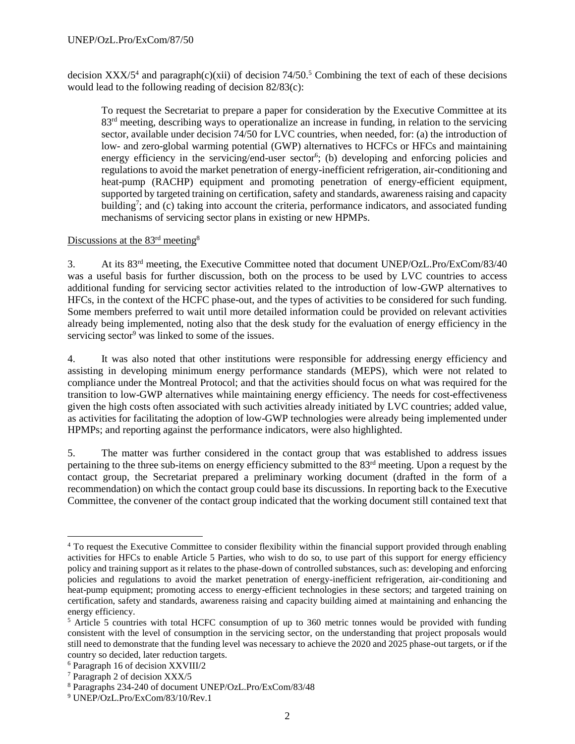decision XXX/5[4] and paragraph(c)(xii) of decision 74/50.[5] Combining the text of each of these decisions would lead to the following reading of decision 82/83(c):

> To request the Secretariat to prepare a paper for consideration by the Executive Committee at its 83rd meeting, describing ways to operationalize an increase in funding, in relation to the servicing sector, available under decision 74/50 for LVC countries, when needed, for: (a) the introduction of low- and zero-global warming potential (GWP) alternatives to HCFCs or HFCs and maintaining energy efficiency in the servicing/end-user sector[6]; (b) developing and enforcing policies and regulations to avoid the market penetration of energy-inefficient refrigeration, air-conditioning and heat-pump (RACHP) equipment and promoting penetration of energy-efficient equipment, supported by targeted training on certification, safety and standards, awareness raising and capacity building[7]; and (c) taking into account the criteria, performance indicators, and associated funding mechanisms of servicing sector plans in existing or new HPMPs.

Discussions at the 83rd meeting[8]

3. At its 83rd meeting, the Executive Committee noted that document UNEP/OzL.Pro/ExCom/83/40 was a useful basis for further discussion, both on the process to be used by LVC countries to access additional funding for servicing sector activities related to the introduction of low-GWP alternatives to HFCs, in the context of the HCFC phase-out, and the types of activities to be considered for such funding. Some members preferred to wait until more detailed information could be provided on relevant activities already being implemented, noting also that the desk study for the evaluation of energy efficiency in the servicing sector[9] was linked to some of the issues.

4. It was also noted that other institutions were responsible for addressing energy efficiency and assisting in developing minimum energy performance standards (MEPS), which were not related to compliance under the Montreal Protocol; and that the activities should focus on what was required for the transition to low-GWP alternatives while maintaining energy efficiency. The needs for cost-effectiveness given the high costs often associated with such activities already initiated by LVC countries; added value, as activities for facilitating the adoption of low-GWP technologies were already being implemented under HPMPs; and reporting against the performance indicators, were also highlighted.

5. The matter was further considered in the contact group that was established to address issues pertaining to the three sub-items on energy efficiency submitted to the 83rd meeting. Upon a request by the contact group, the Secretariat prepared a preliminary working document (drafted in the form of a recommendation) on which the contact group could base its discussions. In reporting back to the Executive Committee, the convener of the contact group indicated that the working document still contained text that

---

[4] To request the Executive Committee to consider flexibility within the financial support provided through enabling activities for HFCs to enable Article 5 Parties, who wish to do so, to use part of this support for energy efficiency policy and training support as it relates to the phase-down of controlled substances, such as: developing and enforcing policies and regulations to avoid the market penetration of energy-inefficient refrigeration, air-conditioning and heat-pump equipment; promoting access to energy-efficient technologies in these sectors; and targeted training on certification, safety and standards, awareness raising and capacity building aimed at maintaining and enhancing the energy efficiency.

[5] Article 5 countries with total HCFC consumption of up to 360 metric tonnes would be provided with funding consistent with the level of consumption in the servicing sector, on the understanding that project proposals would still need to demonstrate that the funding level was necessary to achieve the 2020 and 2025 phase-out targets, or if the country so decided, later reduction targets.

[6] Paragraph 16 of decision XXVIII/2

[7] Paragraph 2 of decision XXX/5

[8] Paragraphs 234-240 of document UNEP/OzL.Pro/ExCom/83/48

[9] UNEP/OzL.Pro/ExCom/83/10/Rev.1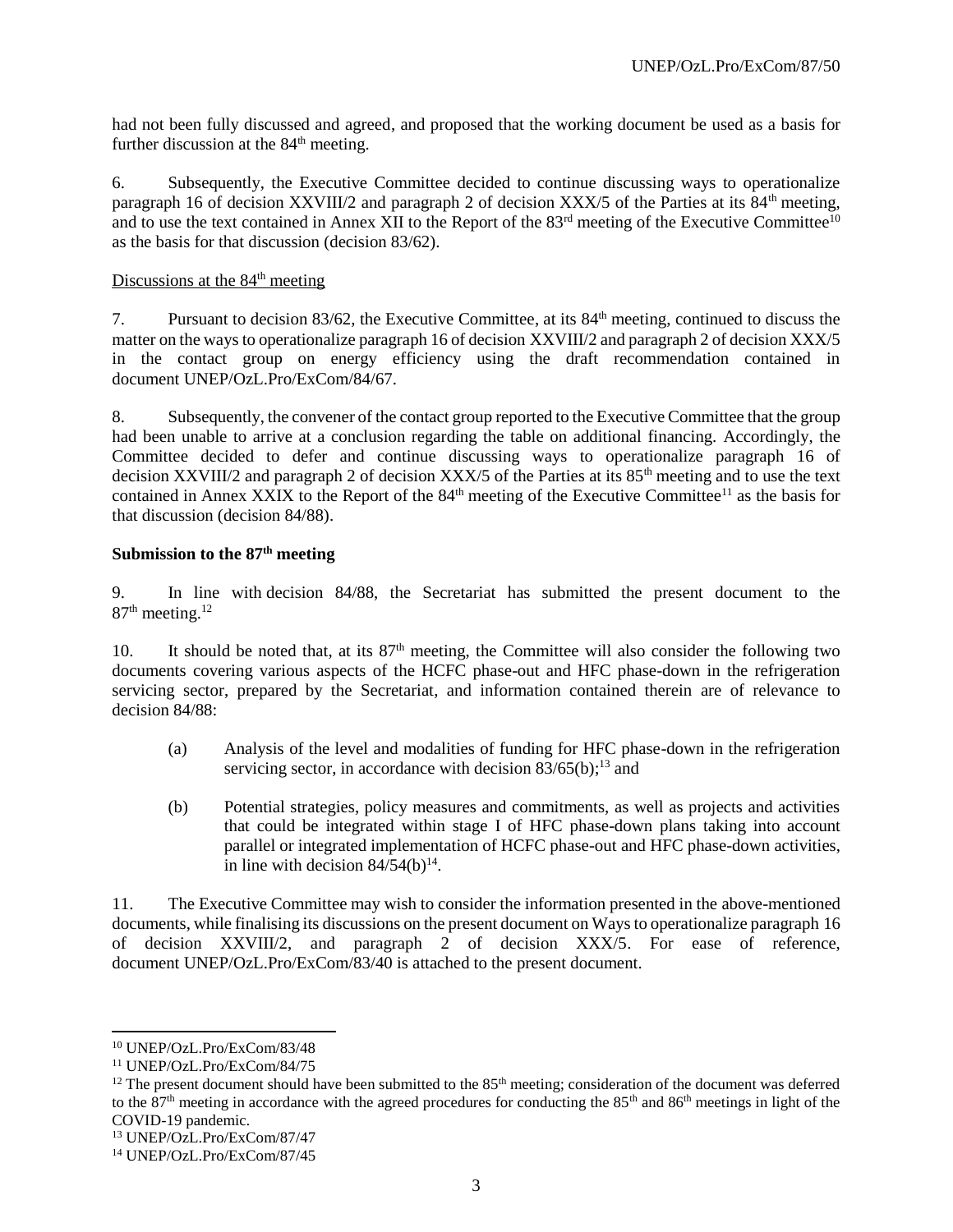had not been fully discussed and agreed, and proposed that the working document be used as a basis for further discussion at the 84th meeting.

6. Subsequently, the Executive Committee decided to continue discussing ways to operationalize paragraph 16 of decision XXVIII/2 and paragraph 2 of decision XXX/5 of the Parties at its 84th meeting, and to use the text contained in Annex XII to the Report of the 83rd meeting of the Executive Committee[10] as the basis for that discussion (decision 83/62).

Discussions at the 84th meeting

7. Pursuant to decision 83/62, the Executive Committee, at its 84th meeting, continued to discuss the matter on the ways to operationalize paragraph 16 of decision XXVIII/2 and paragraph 2 of decision XXX/5 in the contact group on energy efficiency using the draft recommendation contained in document UNEP/OzL.Pro/ExCom/84/67.

8. Subsequently, the convener of the contact group reported to the Executive Committee that the group had been unable to arrive at a conclusion regarding the table on additional financing. Accordingly, the Committee decided to defer and continue discussing ways to operationalize paragraph 16 of decision XXVIII/2 and paragraph 2 of decision XXX/5 of the Parties at its 85th meeting and to use the text contained in Annex XXIX to the Report of the 84th meeting of the Executive Committee[11] as the basis for that discussion (decision 84/88).

**Submission to the 87th meeting**

9. In line with decision 84/88, the Secretariat has submitted the present document to the 87th meeting.[12]

10. It should be noted that, at its 87th meeting, the Committee will also consider the following two documents covering various aspects of the HCFC phase-out and HFC phase-down in the refrigeration servicing sector, prepared by the Secretariat, and information contained therein are of relevance to decision 84/88:

(a) Analysis of the level and modalities of funding for HFC phase-down in the refrigeration servicing sector, in accordance with decision 83/65(b);[13] and

(b) Potential strategies, policy measures and commitments, as well as projects and activities that could be integrated within stage I of HFC phase-down plans taking into account parallel or integrated implementation of HCFC phase-out and HFC phase-down activities, in line with decision 84/54(b)[14].

11. The Executive Committee may wish to consider the information presented in the above-mentioned documents, while finalising its discussions on the present document on Ways to operationalize paragraph 16 of decision XXVIII/2, and paragraph 2 of decision XXX/5. For ease of reference, document UNEP/OzL.Pro/ExCom/83/40 is attached to the present document.

---

[10] UNEP/OzL.Pro/ExCom/83/48

[11] UNEP/OzL.Pro/ExCom/84/75

[12] The present document should have been submitted to the 85th meeting; consideration of the document was deferred to the 87th meeting in accordance with the agreed procedures for conducting the 85th and 86th meetings in light of the COVID-19 pandemic.

[13] UNEP/OzL.Pro/ExCom/87/47

[14] UNEP/OzL.Pro/ExCom/87/45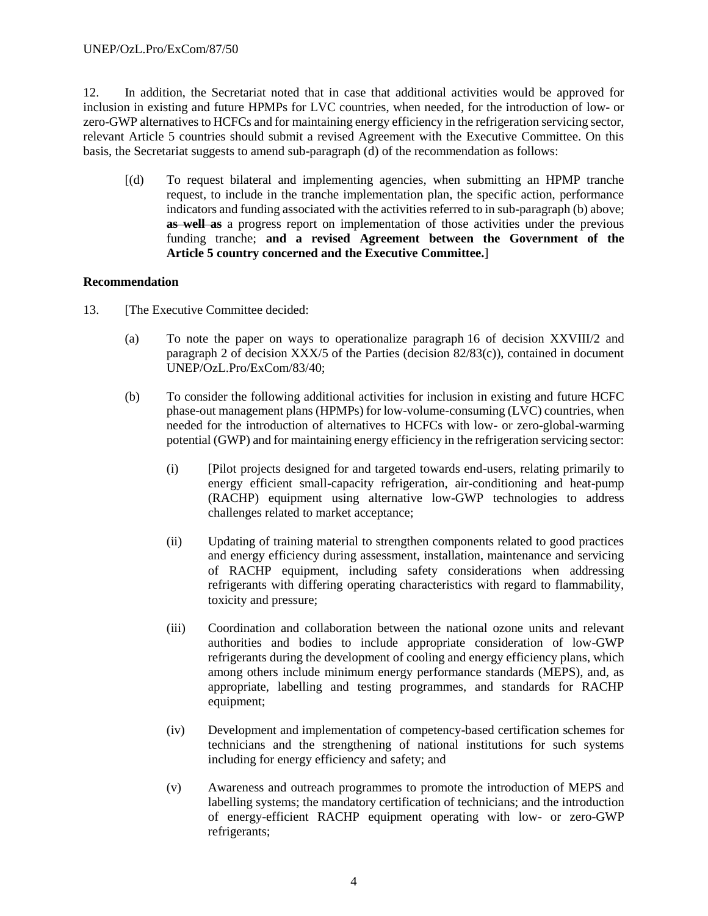12. In addition, the Secretariat noted that in case that additional activities would be approved for inclusion in existing and future HPMPs for LVC countries, when needed, for the introduction of low- or zero-GWP alternatives to HCFCs and for maintaining energy efficiency in the refrigeration servicing sector, relevant Article 5 countries should submit a revised Agreement with the Executive Committee. On this basis, the Secretariat suggests to amend sub-paragraph (d) of the recommendation as follows:

> [(d) To request bilateral and implementing agencies, when submitting an HPMP tranche request, to include in the tranche implementation plan, the specific action, performance indicators and funding associated with the activities referred to in sub-paragraph (b) above; ~~**as well as**~~ a progress report on implementation of those activities under the previous funding tranche; **and a revised Agreement between the Government of the Article 5 country concerned and the Executive Committee.**]

**Recommendation**

13. [The Executive Committee decided:

   (a) To note the paper on ways to operationalize paragraph 16 of decision XXVIII/2 and paragraph 2 of decision XXX/5 of the Parties (decision 82/83(c)), contained in document UNEP/OzL.Pro/ExCom/83/40;

   (b) To consider the following additional activities for inclusion in existing and future HCFC phase-out management plans (HPMPs) for low-volume-consuming (LVC) countries, when needed for the introduction of alternatives to HCFCs with low- or zero-global-warming potential (GWP) and for maintaining energy efficiency in the refrigeration servicing sector:

      (i) [Pilot projects designed for and targeted towards end-users, relating primarily to energy efficient small-capacity refrigeration, air-conditioning and heat-pump (RACHP) equipment using alternative low-GWP technologies to address challenges related to market acceptance;

      (ii) Updating of training material to strengthen components related to good practices and energy efficiency during assessment, installation, maintenance and servicing of RACHP equipment, including safety considerations when addressing refrigerants with differing operating characteristics with regard to flammability, toxicity and pressure;

      (iii) Coordination and collaboration between the national ozone units and relevant authorities and bodies to include appropriate consideration of low-GWP refrigerants during the development of cooling and energy efficiency plans, which among others include minimum energy performance standards (MEPS), and, as appropriate, labelling and testing programmes, and standards for RACHP equipment;

      (iv) Development and implementation of competency-based certification schemes for technicians and the strengthening of national institutions for such systems including for energy efficiency and safety; and

      (v) Awareness and outreach programmes to promote the introduction of MEPS and labelling systems; the mandatory certification of technicians; and the introduction of energy-efficient RACHP equipment operating with low- or zero-GWP refrigerants;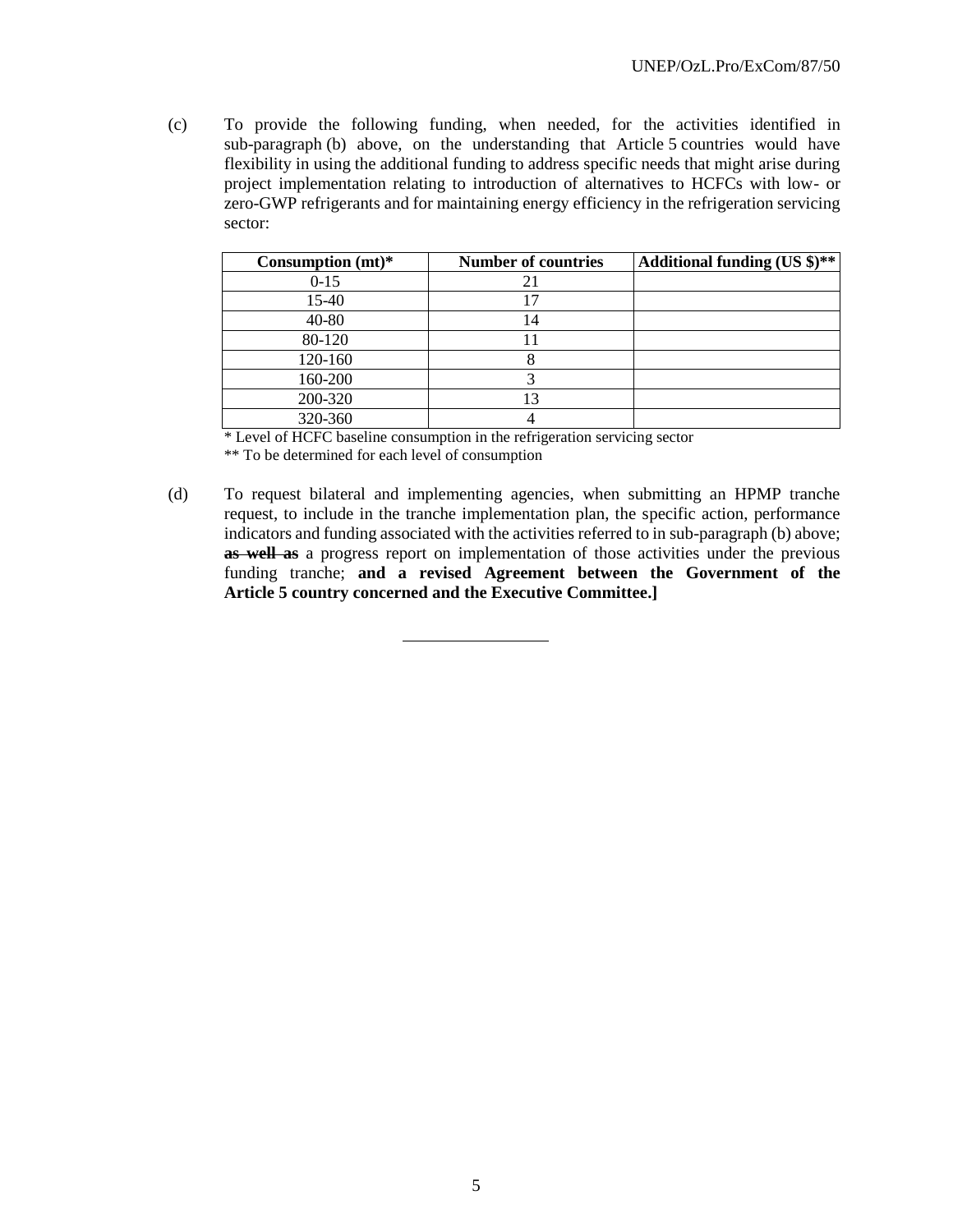(c) To provide the following funding, when needed, for the activities identified in sub-paragraph (b) above, on the understanding that Article 5 countries would have flexibility in using the additional funding to address specific needs that might arise during project implementation relating to introduction of alternatives to HCFCs with low- or zero-GWP refrigerants and for maintaining energy efficiency in the refrigeration servicing sector:

| Consumption (mt)* | Number of countries | Additional funding (US $)** |
|---|---|---|
| 0-15 | 21 | |
| 15-40 | 17 | |
| 40-80 | 14 | |
| 80-120 | 11 | |
| 120-160 | 8 | |
| 160-200 | 3 | |
| 200-320 | 13 | |
| 320-360 | 4 | |

\* Level of HCFC baseline consumption in the refrigeration servicing sector

\** To be determined for each level of consumption

(d) To request bilateral and implementing agencies, when submitting an HPMP tranche request, to include in the tranche implementation plan, the specific action, performance indicators and funding associated with the activities referred to in sub-paragraph (b) above; ~~**as well as**~~ a progress report on implementation of those activities under the previous funding tranche; **and a revised Agreement between the Government of the Article 5 country concerned and the Executive Committee.]**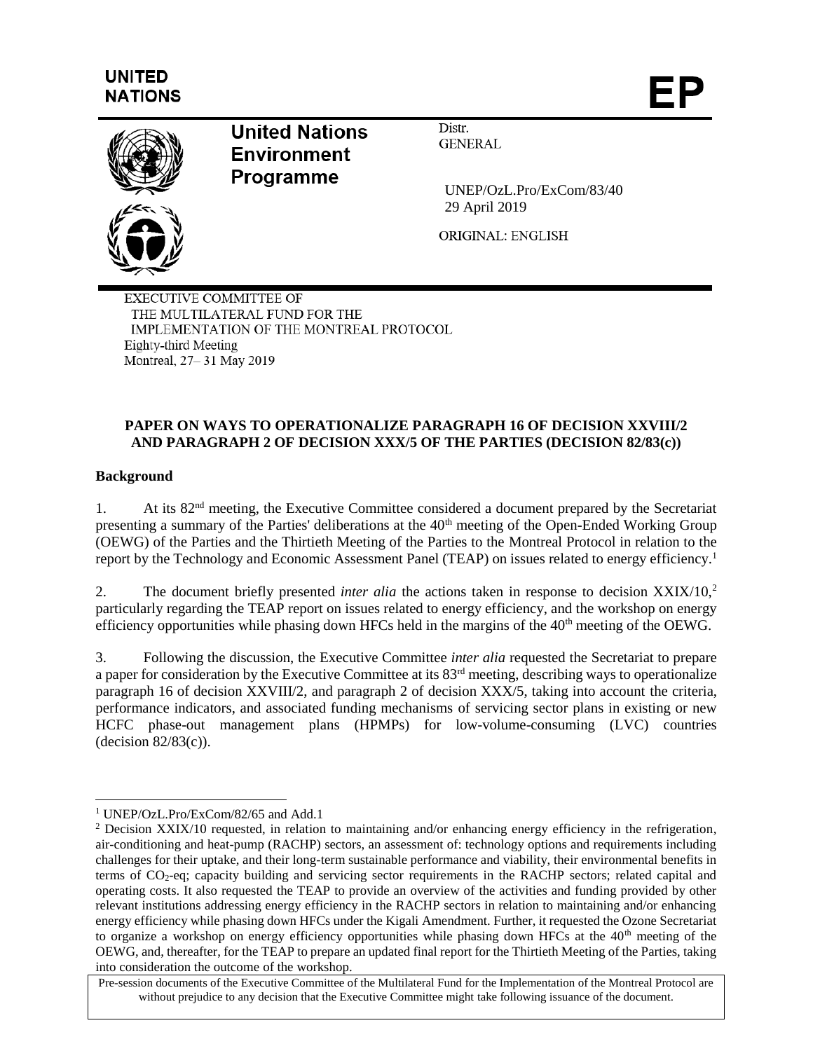UNITED NATIONS

# EP

**United Nations Environment Programme**

Distr.
GENERAL

UNEP/OzL.Pro/ExCom/83/40
29 April 2019

ORIGINAL: ENGLISH

EXECUTIVE COMMITTEE OF
THE MULTILATERAL FUND FOR THE
IMPLEMENTATION OF THE MONTREAL PROTOCOL
Eighty-third Meeting
Montreal, 27– 31 May 2019

## PAPER ON WAYS TO OPERATIONALIZE PARAGRAPH 16 OF DECISION XXVIII/2 AND PARAGRAPH 2 OF DECISION XXX/5 OF THE PARTIES (DECISION 82/83(c))

### Background

1. At its 82nd meeting, the Executive Committee considered a document prepared by the Secretariat presenting a summary of the Parties' deliberations at the 40th meeting of the Open-Ended Working Group (OEWG) of the Parties and the Thirtieth Meeting of the Parties to the Montreal Protocol in relation to the report by the Technology and Economic Assessment Panel (TEAP) on issues related to energy efficiency.[1]

2. The document briefly presented *inter alia* the actions taken in response to decision XXIX/10,[2] particularly regarding the TEAP report on issues related to energy efficiency, and the workshop on energy efficiency opportunities while phasing down HFCs held in the margins of the 40th meeting of the OEWG.

3. Following the discussion, the Executive Committee *inter alia* requested the Secretariat to prepare a paper for consideration by the Executive Committee at its 83rd meeting, describing ways to operationalize paragraph 16 of decision XXVIII/2, and paragraph 2 of decision XXX/5, taking into account the criteria, performance indicators, and associated funding mechanisms of servicing sector plans in existing or new HCFC phase-out management plans (HPMPs) for low-volume-consuming (LVC) countries (decision 82/83(c)).

---

[1] UNEP/OzL.Pro/ExCom/82/65 and Add.1

[2] Decision XXIX/10 requested, in relation to maintaining and/or enhancing energy efficiency in the refrigeration, air-conditioning and heat-pump (RACHP) sectors, an assessment of: technology options and requirements including challenges for their uptake, and their long-term sustainable performance and viability, their environmental benefits in terms of $CO_2$-eq; capacity building and servicing sector requirements in the RACHP sectors; related capital and operating costs. It also requested the TEAP to provide an overview of the activities and funding provided by other relevant institutions addressing energy efficiency in the RACHP sectors in relation to maintaining and/or enhancing energy efficiency while phasing down HFCs under the Kigali Amendment. Further, it requested the Ozone Secretariat to organize a workshop on energy efficiency opportunities while phasing down HFCs at the 40th meeting of the OEWG, and, thereafter, for the TEAP to prepare an updated final report for the Thirtieth Meeting of the Parties, taking into consideration the outcome of the workshop.

Pre-session documents of the Executive Committee of the Multilateral Fund for the Implementation of the Montreal Protocol are without prejudice to any decision that the Executive Committee might take following issuance of the document.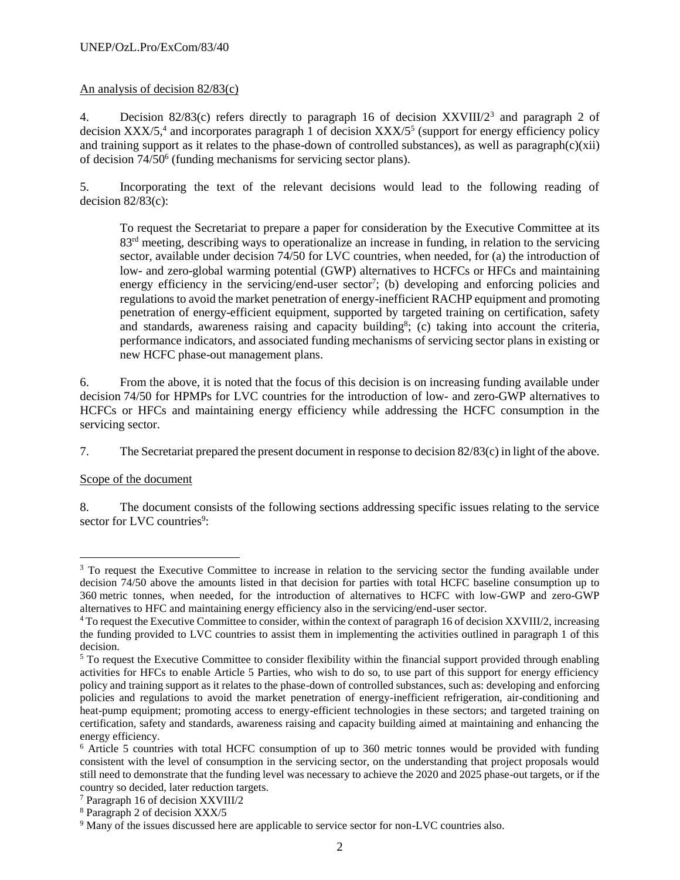An analysis of decision 82/83(c)

4. Decision 82/83(c) refers directly to paragraph 16 of decision XXVIII/2[3] and paragraph 2 of decision XXX/5,[4] and incorporates paragraph 1 of decision XXX/5[5] (support for energy efficiency policy and training support as it relates to the phase-down of controlled substances), as well as paragraph(c)(xii) of decision 74/50[6] (funding mechanisms for servicing sector plans).

5. Incorporating the text of the relevant decisions would lead to the following reading of decision 82/83(c):

> To request the Secretariat to prepare a paper for consideration by the Executive Committee at its 83rd meeting, describing ways to operationalize an increase in funding, in relation to the servicing sector, available under decision 74/50 for LVC countries, when needed, for (a) the introduction of low- and zero-global warming potential (GWP) alternatives to HCFCs or HFCs and maintaining energy efficiency in the servicing/end-user sector[7]; (b) developing and enforcing policies and regulations to avoid the market penetration of energy-inefficient RACHP equipment and promoting penetration of energy-efficient equipment, supported by targeted training on certification, safety and standards, awareness raising and capacity building[8]; (c) taking into account the criteria, performance indicators, and associated funding mechanisms of servicing sector plans in existing or new HCFC phase-out management plans.

6. From the above, it is noted that the focus of this decision is on increasing funding available under decision 74/50 for HPMPs for LVC countries for the introduction of low- and zero-GWP alternatives to HCFCs or HFCs and maintaining energy efficiency while addressing the HCFC consumption in the servicing sector.

7. The Secretariat prepared the present document in response to decision 82/83(c) in light of the above.

Scope of the document

8. The document consists of the following sections addressing specific issues relating to the service sector for LVC countries[9]:

---

[3] To request the Executive Committee to increase in relation to the servicing sector the funding available under decision 74/50 above the amounts listed in that decision for parties with total HCFC baseline consumption up to 360 metric tonnes, when needed, for the introduction of alternatives to HCFC with low-GWP and zero-GWP alternatives to HFC and maintaining energy efficiency also in the servicing/end-user sector.

[4] To request the Executive Committee to consider, within the context of paragraph 16 of decision XXVIII/2, increasing the funding provided to LVC countries to assist them in implementing the activities outlined in paragraph 1 of this decision.

[5] To request the Executive Committee to consider flexibility within the financial support provided through enabling activities for HFCs to enable Article 5 Parties, who wish to do so, to use part of this support for energy efficiency policy and training support as it relates to the phase-down of controlled substances, such as: developing and enforcing policies and regulations to avoid the market penetration of energy-inefficient refrigeration, air-conditioning and heat-pump equipment; promoting access to energy-efficient technologies in these sectors; and targeted training on certification, safety and standards, awareness raising and capacity building aimed at maintaining and enhancing the energy efficiency.

[6] Article 5 countries with total HCFC consumption of up to 360 metric tonnes would be provided with funding consistent with the level of consumption in the servicing sector, on the understanding that project proposals would still need to demonstrate that the funding level was necessary to achieve the 2020 and 2025 phase-out targets, or if the country so decided, later reduction targets.

[7] Paragraph 16 of decision XXVIII/2

[8] Paragraph 2 of decision XXX/5

[9] Many of the issues discussed here are applicable to service sector for non-LVC countries also.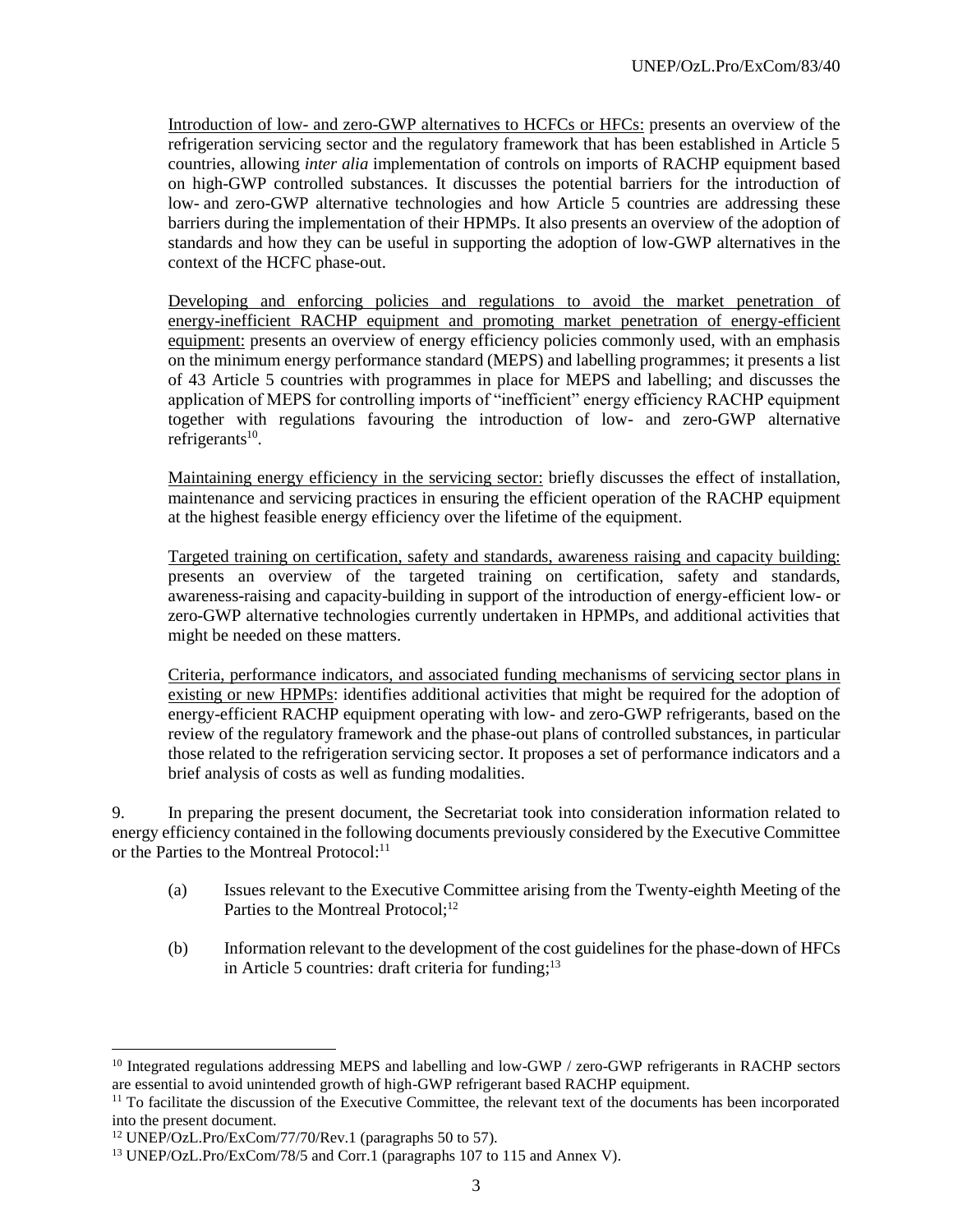Introduction of low- and zero-GWP alternatives to HCFCs or HFCs: presents an overview of the refrigeration servicing sector and the regulatory framework that has been established in Article 5 countries, allowing *inter alia* implementation of controls on imports of RACHP equipment based on high-GWP controlled substances. It discusses the potential barriers for the introduction of low- and zero-GWP alternative technologies and how Article 5 countries are addressing these barriers during the implementation of their HPMPs. It also presents an overview of the adoption of standards and how they can be useful in supporting the adoption of low-GWP alternatives in the context of the HCFC phase-out.

Developing and enforcing policies and regulations to avoid the market penetration of energy-inefficient RACHP equipment and promoting market penetration of energy-efficient equipment: presents an overview of energy efficiency policies commonly used, with an emphasis on the minimum energy performance standard (MEPS) and labelling programmes; it presents a list of 43 Article 5 countries with programmes in place for MEPS and labelling; and discusses the application of MEPS for controlling imports of "inefficient" energy efficiency RACHP equipment together with regulations favouring the introduction of low- and zero-GWP alternative refrigerants[10].

Maintaining energy efficiency in the servicing sector: briefly discusses the effect of installation, maintenance and servicing practices in ensuring the efficient operation of the RACHP equipment at the highest feasible energy efficiency over the lifetime of the equipment.

Targeted training on certification, safety and standards, awareness raising and capacity building: presents an overview of the targeted training on certification, safety and standards, awareness-raising and capacity-building in support of the introduction of energy-efficient low- or zero-GWP alternative technologies currently undertaken in HPMPs, and additional activities that might be needed on these matters.

Criteria, performance indicators, and associated funding mechanisms of servicing sector plans in existing or new HPMPs: identifies additional activities that might be required for the adoption of energy-efficient RACHP equipment operating with low- and zero-GWP refrigerants, based on the review of the regulatory framework and the phase-out plans of controlled substances, in particular those related to the refrigeration servicing sector. It proposes a set of performance indicators and a brief analysis of costs as well as funding modalities.

9. In preparing the present document, the Secretariat took into consideration information related to energy efficiency contained in the following documents previously considered by the Executive Committee or the Parties to the Montreal Protocol:[11]

(a) Issues relevant to the Executive Committee arising from the Twenty-eighth Meeting of the Parties to the Montreal Protocol;[12]

(b) Information relevant to the development of the cost guidelines for the phase-down of HFCs in Article 5 countries: draft criteria for funding;[13]

---

[10] Integrated regulations addressing MEPS and labelling and low-GWP / zero-GWP refrigerants in RACHP sectors are essential to avoid unintended growth of high-GWP refrigerant based RACHP equipment.

[11] To facilitate the discussion of the Executive Committee, the relevant text of the documents has been incorporated into the present document.

[12] UNEP/OzL.Pro/ExCom/77/70/Rev.1 (paragraphs 50 to 57).

[13] UNEP/OzL.Pro/ExCom/78/5 and Corr.1 (paragraphs 107 to 115 and Annex V).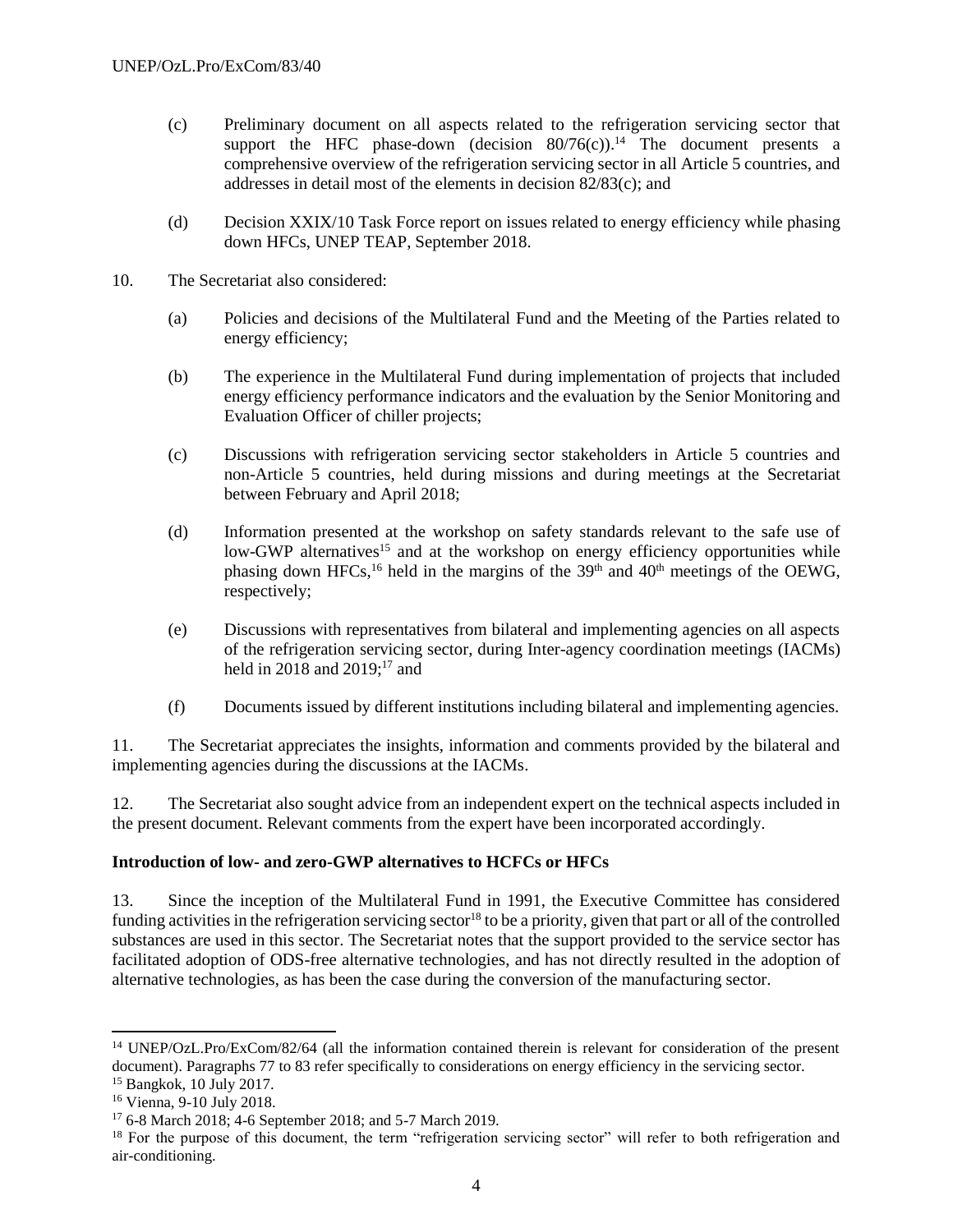(c) Preliminary document on all aspects related to the refrigeration servicing sector that support the HFC phase-down (decision 80/76(c)).[14] The document presents a comprehensive overview of the refrigeration servicing sector in all Article 5 countries, and addresses in detail most of the elements in decision 82/83(c); and

(d) Decision XXIX/10 Task Force report on issues related to energy efficiency while phasing down HFCs, UNEP TEAP, September 2018.

10. The Secretariat also considered:

(a) Policies and decisions of the Multilateral Fund and the Meeting of the Parties related to energy efficiency;

(b) The experience in the Multilateral Fund during implementation of projects that included energy efficiency performance indicators and the evaluation by the Senior Monitoring and Evaluation Officer of chiller projects;

(c) Discussions with refrigeration servicing sector stakeholders in Article 5 countries and non-Article 5 countries, held during missions and during meetings at the Secretariat between February and April 2018;

(d) Information presented at the workshop on safety standards relevant to the safe use of low-GWP alternatives[15] and at the workshop on energy efficiency opportunities while phasing down HFCs,[16] held in the margins of the 39th and 40th meetings of the OEWG, respectively;

(e) Discussions with representatives from bilateral and implementing agencies on all aspects of the refrigeration servicing sector, during Inter-agency coordination meetings (IACMs) held in 2018 and 2019;[17] and

(f) Documents issued by different institutions including bilateral and implementing agencies.

11. The Secretariat appreciates the insights, information and comments provided by the bilateral and implementing agencies during the discussions at the IACMs.

12. The Secretariat also sought advice from an independent expert on the technical aspects included in the present document. Relevant comments from the expert have been incorporated accordingly.

**Introduction of low- and zero-GWP alternatives to HCFCs or HFCs**

13. Since the inception of the Multilateral Fund in 1991, the Executive Committee has considered funding activities in the refrigeration servicing sector[18] to be a priority, given that part or all of the controlled substances are used in this sector. The Secretariat notes that the support provided to the service sector has facilitated adoption of ODS-free alternative technologies, and has not directly resulted in the adoption of alternative technologies, as has been the case during the conversion of the manufacturing sector.

---

[14] UNEP/OzL.Pro/ExCom/82/64 (all the information contained therein is relevant for consideration of the present document). Paragraphs 77 to 83 refer specifically to considerations on energy efficiency in the servicing sector.

[15] Bangkok, 10 July 2017.

[16] Vienna, 9-10 July 2018.

[17] 6-8 March 2018; 4-6 September 2018; and 5-7 March 2019.

[18] For the purpose of this document, the term "refrigeration servicing sector" will refer to both refrigeration and air-conditioning.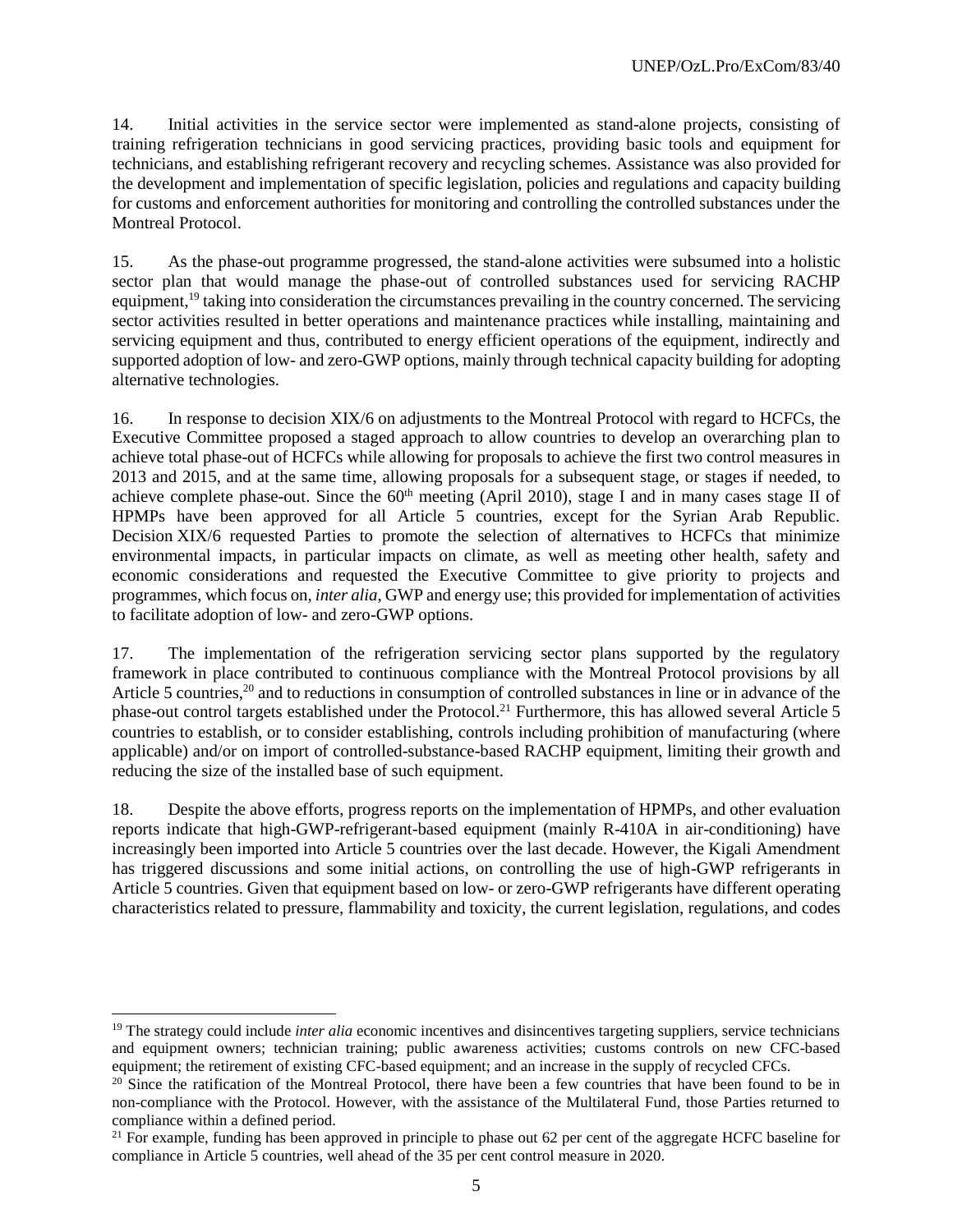14. Initial activities in the service sector were implemented as stand-alone projects, consisting of training refrigeration technicians in good servicing practices, providing basic tools and equipment for technicians, and establishing refrigerant recovery and recycling schemes. Assistance was also provided for the development and implementation of specific legislation, policies and regulations and capacity building for customs and enforcement authorities for monitoring and controlling the controlled substances under the Montreal Protocol.

15. As the phase-out programme progressed, the stand-alone activities were subsumed into a holistic sector plan that would manage the phase-out of controlled substances used for servicing RACHP equipment,[19] taking into consideration the circumstances prevailing in the country concerned. The servicing sector activities resulted in better operations and maintenance practices while installing, maintaining and servicing equipment and thus, contributed to energy efficient operations of the equipment, indirectly and supported adoption of low- and zero-GWP options, mainly through technical capacity building for adopting alternative technologies.

16. In response to decision XIX/6 on adjustments to the Montreal Protocol with regard to HCFCs, the Executive Committee proposed a staged approach to allow countries to develop an overarching plan to achieve total phase-out of HCFCs while allowing for proposals to achieve the first two control measures in 2013 and 2015, and at the same time, allowing proposals for a subsequent stage, or stages if needed, to achieve complete phase-out. Since the 60th meeting (April 2010), stage I and in many cases stage II of HPMPs have been approved for all Article 5 countries, except for the Syrian Arab Republic. Decision XIX/6 requested Parties to promote the selection of alternatives to HCFCs that minimize environmental impacts, in particular impacts on climate, as well as meeting other health, safety and economic considerations and requested the Executive Committee to give priority to projects and programmes, which focus on, *inter alia*, GWP and energy use; this provided for implementation of activities to facilitate adoption of low- and zero-GWP options.

17. The implementation of the refrigeration servicing sector plans supported by the regulatory framework in place contributed to continuous compliance with the Montreal Protocol provisions by all Article 5 countries,[20] and to reductions in consumption of controlled substances in line or in advance of the phase-out control targets established under the Protocol.[21] Furthermore, this has allowed several Article 5 countries to establish, or to consider establishing, controls including prohibition of manufacturing (where applicable) and/or on import of controlled-substance-based RACHP equipment, limiting their growth and reducing the size of the installed base of such equipment.

18. Despite the above efforts, progress reports on the implementation of HPMPs, and other evaluation reports indicate that high-GWP-refrigerant-based equipment (mainly R-410A in air-conditioning) have increasingly been imported into Article 5 countries over the last decade. However, the Kigali Amendment has triggered discussions and some initial actions, on controlling the use of high-GWP refrigerants in Article 5 countries. Given that equipment based on low- or zero-GWP refrigerants have different operating characteristics related to pressure, flammability and toxicity, the current legislation, regulations, and codes

---

[19] The strategy could include *inter alia* economic incentives and disincentives targeting suppliers, service technicians and equipment owners; technician training; public awareness activities; customs controls on new CFC-based equipment; the retirement of existing CFC-based equipment; and an increase in the supply of recycled CFCs.

[20] Since the ratification of the Montreal Protocol, there have been a few countries that have been found to be in non-compliance with the Protocol. However, with the assistance of the Multilateral Fund, those Parties returned to compliance within a defined period.

[21] For example, funding has been approved in principle to phase out 62 per cent of the aggregate HCFC baseline for compliance in Article 5 countries, well ahead of the 35 per cent control measure in 2020.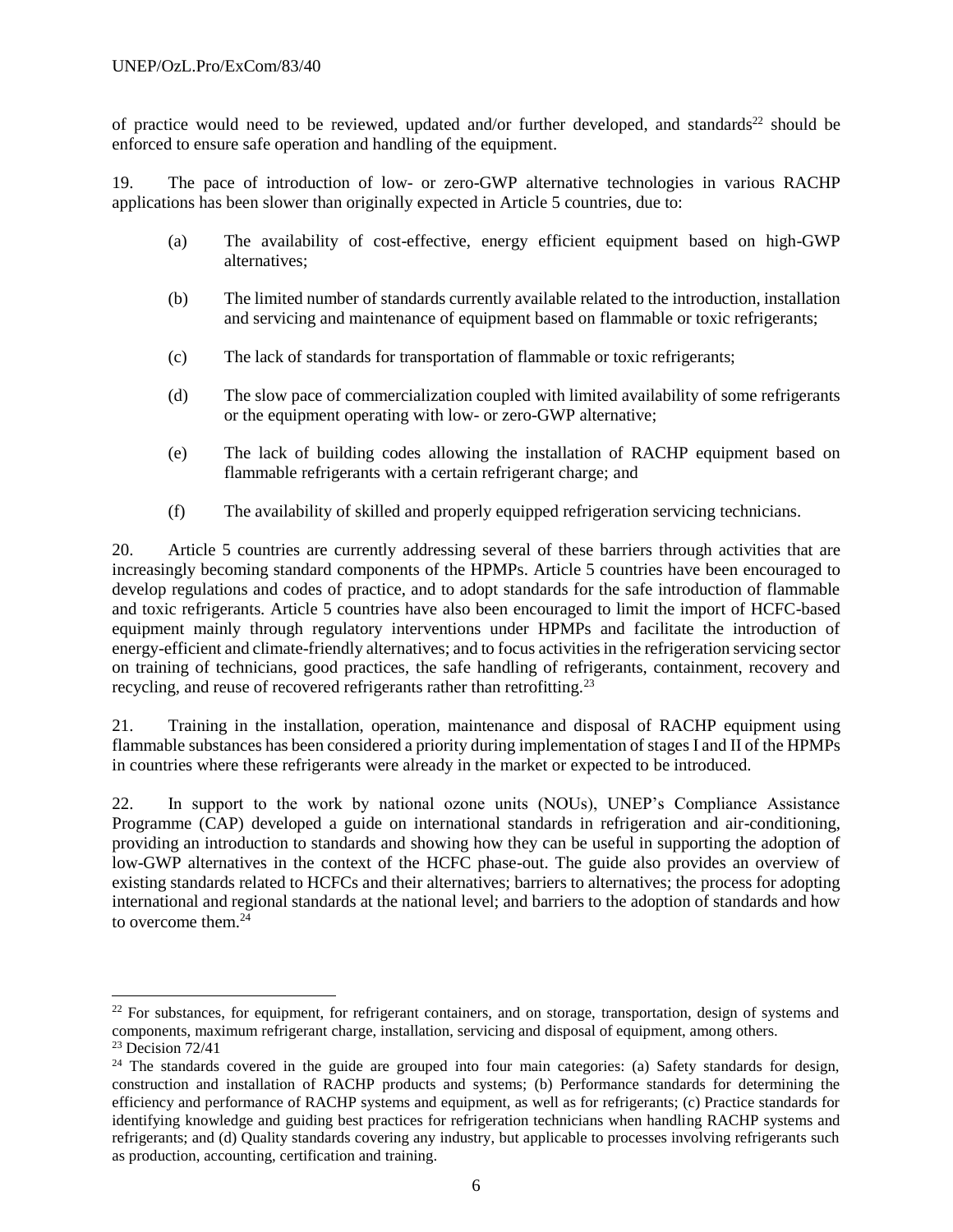of practice would need to be reviewed, updated and/or further developed, and standards[22] should be enforced to ensure safe operation and handling of the equipment.

19. The pace of introduction of low- or zero-GWP alternative technologies in various RACHP applications has been slower than originally expected in Article 5 countries, due to:

(a) The availability of cost-effective, energy efficient equipment based on high-GWP alternatives;

(b) The limited number of standards currently available related to the introduction, installation and servicing and maintenance of equipment based on flammable or toxic refrigerants;

(c) The lack of standards for transportation of flammable or toxic refrigerants;

(d) The slow pace of commercialization coupled with limited availability of some refrigerants or the equipment operating with low- or zero-GWP alternative;

(e) The lack of building codes allowing the installation of RACHP equipment based on flammable refrigerants with a certain refrigerant charge; and

(f) The availability of skilled and properly equipped refrigeration servicing technicians.

20. Article 5 countries are currently addressing several of these barriers through activities that are increasingly becoming standard components of the HPMPs. Article 5 countries have been encouraged to develop regulations and codes of practice, and to adopt standards for the safe introduction of flammable and toxic refrigerants. Article 5 countries have also been encouraged to limit the import of HCFC-based equipment mainly through regulatory interventions under HPMPs and facilitate the introduction of energy-efficient and climate-friendly alternatives; and to focus activities in the refrigeration servicing sector on training of technicians, good practices, the safe handling of refrigerants, containment, recovery and recycling, and reuse of recovered refrigerants rather than retrofitting.[23]

21. Training in the installation, operation, maintenance and disposal of RACHP equipment using flammable substances has been considered a priority during implementation of stages I and II of the HPMPs in countries where these refrigerants were already in the market or expected to be introduced.

22. In support to the work by national ozone units (NOUs), UNEP's Compliance Assistance Programme (CAP) developed a guide on international standards in refrigeration and air-conditioning, providing an introduction to standards and showing how they can be useful in supporting the adoption of low-GWP alternatives in the context of the HCFC phase-out. The guide also provides an overview of existing standards related to HCFCs and their alternatives; barriers to alternatives; the process for adopting international and regional standards at the national level; and barriers to the adoption of standards and how to overcome them.[24]

---

[22] For substances, for equipment, for refrigerant containers, and on storage, transportation, design of systems and components, maximum refrigerant charge, installation, servicing and disposal of equipment, among others.

[23] Decision 72/41

[24] The standards covered in the guide are grouped into four main categories: (a) Safety standards for design, construction and installation of RACHP products and systems; (b) Performance standards for determining the efficiency and performance of RACHP systems and equipment, as well as for refrigerants; (c) Practice standards for identifying knowledge and guiding best practices for refrigeration technicians when handling RACHP systems and refrigerants; and (d) Quality standards covering any industry, but applicable to processes involving refrigerants such as production, accounting, certification and training.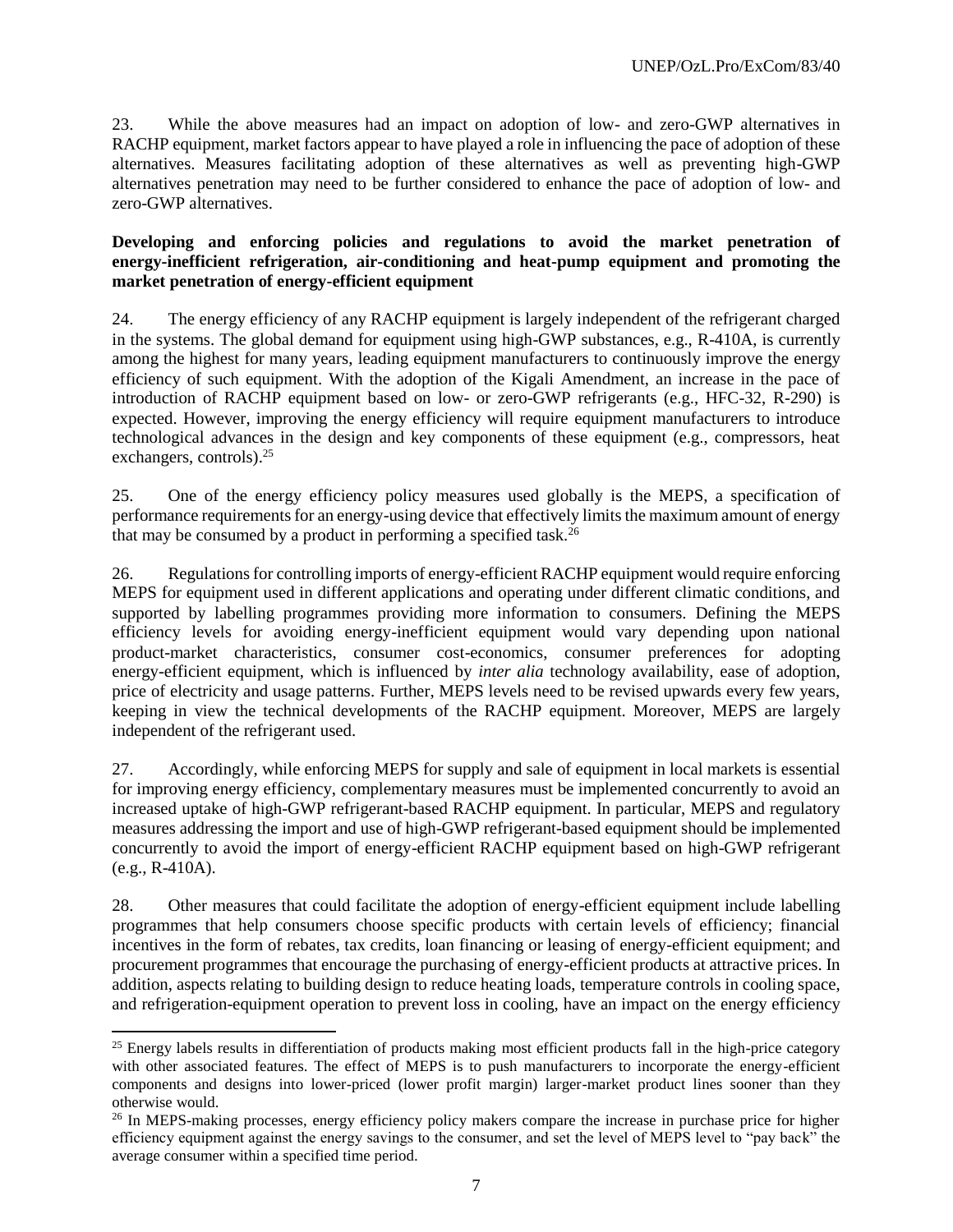23. While the above measures had an impact on adoption of low- and zero-GWP alternatives in RACHP equipment, market factors appear to have played a role in influencing the pace of adoption of these alternatives. Measures facilitating adoption of these alternatives as well as preventing high-GWP alternatives penetration may need to be further considered to enhance the pace of adoption of low- and zero-GWP alternatives.

**Developing and enforcing policies and regulations to avoid the market penetration of energy-inefficient refrigeration, air-conditioning and heat-pump equipment and promoting the market penetration of energy-efficient equipment**

24. The energy efficiency of any RACHP equipment is largely independent of the refrigerant charged in the systems. The global demand for equipment using high-GWP substances, e.g., R-410A, is currently among the highest for many years, leading equipment manufacturers to continuously improve the energy efficiency of such equipment. With the adoption of the Kigali Amendment, an increase in the pace of introduction of RACHP equipment based on low- or zero-GWP refrigerants (e.g., HFC-32, R-290) is expected. However, improving the energy efficiency will require equipment manufacturers to introduce technological advances in the design and key components of these equipment (e.g., compressors, heat exchangers, controls).[25]

25. One of the energy efficiency policy measures used globally is the MEPS, a specification of performance requirements for an energy-using device that effectively limits the maximum amount of energy that may be consumed by a product in performing a specified task.[26]

26. Regulations for controlling imports of energy-efficient RACHP equipment would require enforcing MEPS for equipment used in different applications and operating under different climatic conditions, and supported by labelling programmes providing more information to consumers. Defining the MEPS efficiency levels for avoiding energy-inefficient equipment would vary depending upon national product-market characteristics, consumer cost-economics, consumer preferences for adopting energy-efficient equipment, which is influenced by *inter alia* technology availability, ease of adoption, price of electricity and usage patterns. Further, MEPS levels need to be revised upwards every few years, keeping in view the technical developments of the RACHP equipment. Moreover, MEPS are largely independent of the refrigerant used.

27. Accordingly, while enforcing MEPS for supply and sale of equipment in local markets is essential for improving energy efficiency, complementary measures must be implemented concurrently to avoid an increased uptake of high-GWP refrigerant-based RACHP equipment. In particular, MEPS and regulatory measures addressing the import and use of high-GWP refrigerant-based equipment should be implemented concurrently to avoid the import of energy-efficient RACHP equipment based on high-GWP refrigerant (e.g., R-410A).

28. Other measures that could facilitate the adoption of energy-efficient equipment include labelling programmes that help consumers choose specific products with certain levels of efficiency; financial incentives in the form of rebates, tax credits, loan financing or leasing of energy-efficient equipment; and procurement programmes that encourage the purchasing of energy-efficient products at attractive prices. In addition, aspects relating to building design to reduce heating loads, temperature controls in cooling space, and refrigeration-equipment operation to prevent loss in cooling, have an impact on the energy efficiency

---

[25] Energy labels results in differentiation of products making most efficient products fall in the high-price category with other associated features. The effect of MEPS is to push manufacturers to incorporate the energy-efficient components and designs into lower-priced (lower profit margin) larger-market product lines sooner than they otherwise would.

[26] In MEPS-making processes, energy efficiency policy makers compare the increase in purchase price for higher efficiency equipment against the energy savings to the consumer, and set the level of MEPS level to "pay back" the average consumer within a specified time period.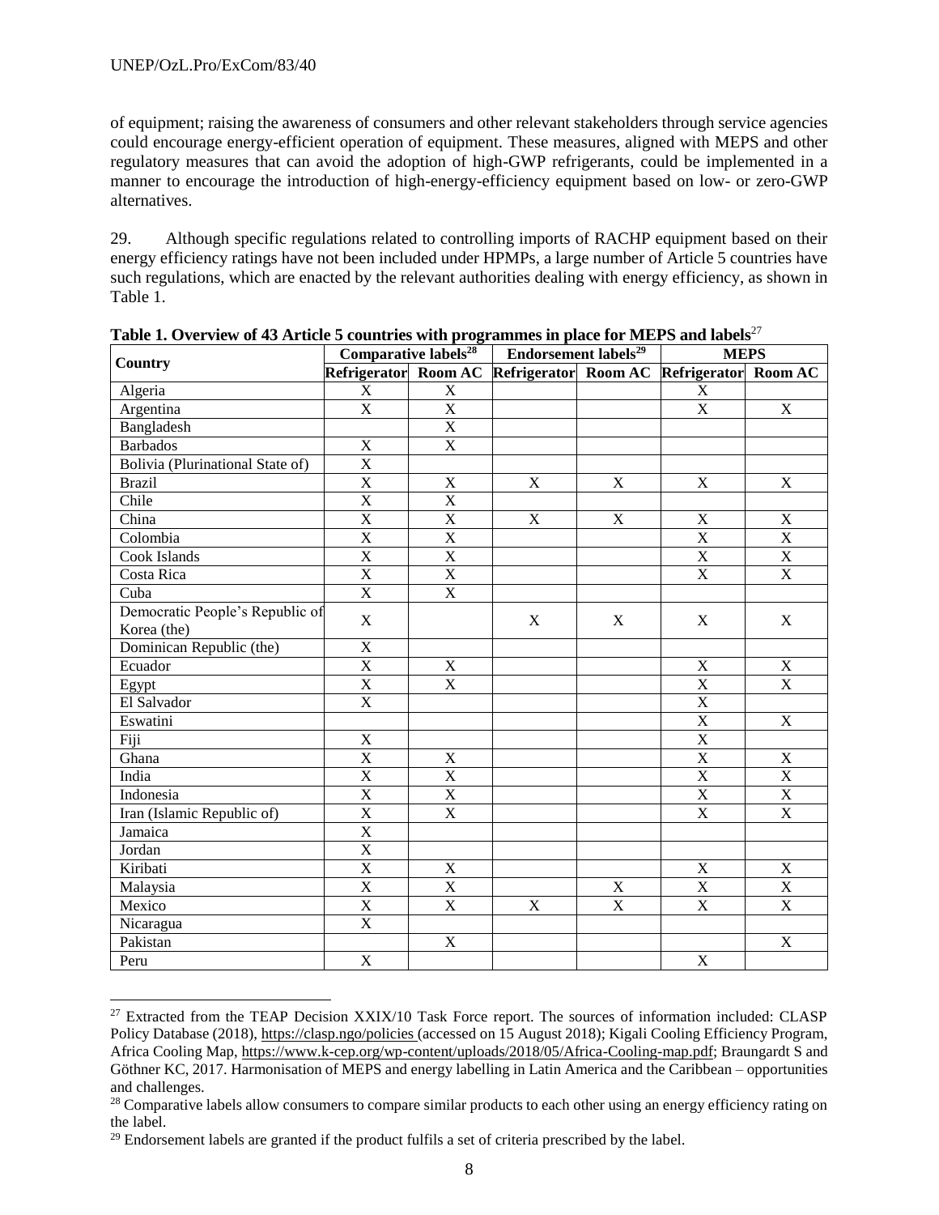of equipment; raising the awareness of consumers and other relevant stakeholders through service agencies could encourage energy-efficient operation of equipment. These measures, aligned with MEPS and other regulatory measures that can avoid the adoption of high-GWP refrigerants, could be implemented in a manner to encourage the introduction of high-energy-efficiency equipment based on low- or zero-GWP alternatives.

29. Although specific regulations related to controlling imports of RACHP equipment based on their energy efficiency ratings have not been included under HPMPs, a large number of Article 5 countries have such regulations, which are enacted by the relevant authorities dealing with energy efficiency, as shown in Table 1.

**Table 1. Overview of 43 Article 5 countries with programmes in place for MEPS and labels**[27]

| Country | Comparative labels[28] | | Endorsement labels[29] | | MEPS | |
|---|---|---|---|---|---|---|
| | Refrigerator | Room AC | Refrigerator | Room AC | Refrigerator | Room AC |
| Algeria | X | X | | | X | |
| Argentina | X | X | | | X | X |
| Bangladesh | | X | | | | |
| Barbados | X | X | | | | |
| Bolivia (Plurinational State of) | X | | | | | |
| Brazil | X | X | X | X | X | X |
| Chile | X | X | | | | |
| China | X | X | X | X | X | X |
| Colombia | X | X | | | X | X |
| Cook Islands | X | X | | | X | X |
| Costa Rica | X | X | | | X | X |
| Cuba | X | X | | | | |
| Democratic People's Republic of Korea (the) | X | | X | X | X | X |
| Dominican Republic (the) | X | | | | | |
| Ecuador | X | X | | | X | X |
| Egypt | X | X | | | X | X |
| El Salvador | X | | | | X | |
| Eswatini | | | | | X | X |
| Fiji | X | | | | X | |
| Ghana | X | X | | | X | X |
| India | X | X | | | X | X |
| Indonesia | X | X | | | X | X |
| Iran (Islamic Republic of) | X | X | | | X | X |
| Jamaica | X | | | | | |
| Jordan | X | | | | | |
| Kiribati | X | X | | | X | X |
| Malaysia | X | X | | X | X | X |
| Mexico | X | X | X | X | X | X |
| Nicaragua | X | | | | | |
| Pakistan | | X | | | | X |
| Peru | X | | | | X | |

[27] Extracted from the TEAP Decision XXIX/10 Task Force report. The sources of information included: CLASP Policy Database (2018), https://clasp.ngo/policies (accessed on 15 August 2018); Kigali Cooling Efficiency Program, Africa Cooling Map, https://www.k-cep.org/wp-content/uploads/2018/05/Africa-Cooling-map.pdf; Braungardt S and Göthner KC, 2017. Harmonisation of MEPS and energy labelling in Latin America and the Caribbean – opportunities and challenges.

[28] Comparative labels allow consumers to compare similar products to each other using an energy efficiency rating on the label.

[29] Endorsement labels are granted if the product fulfils a set of criteria prescribed by the label.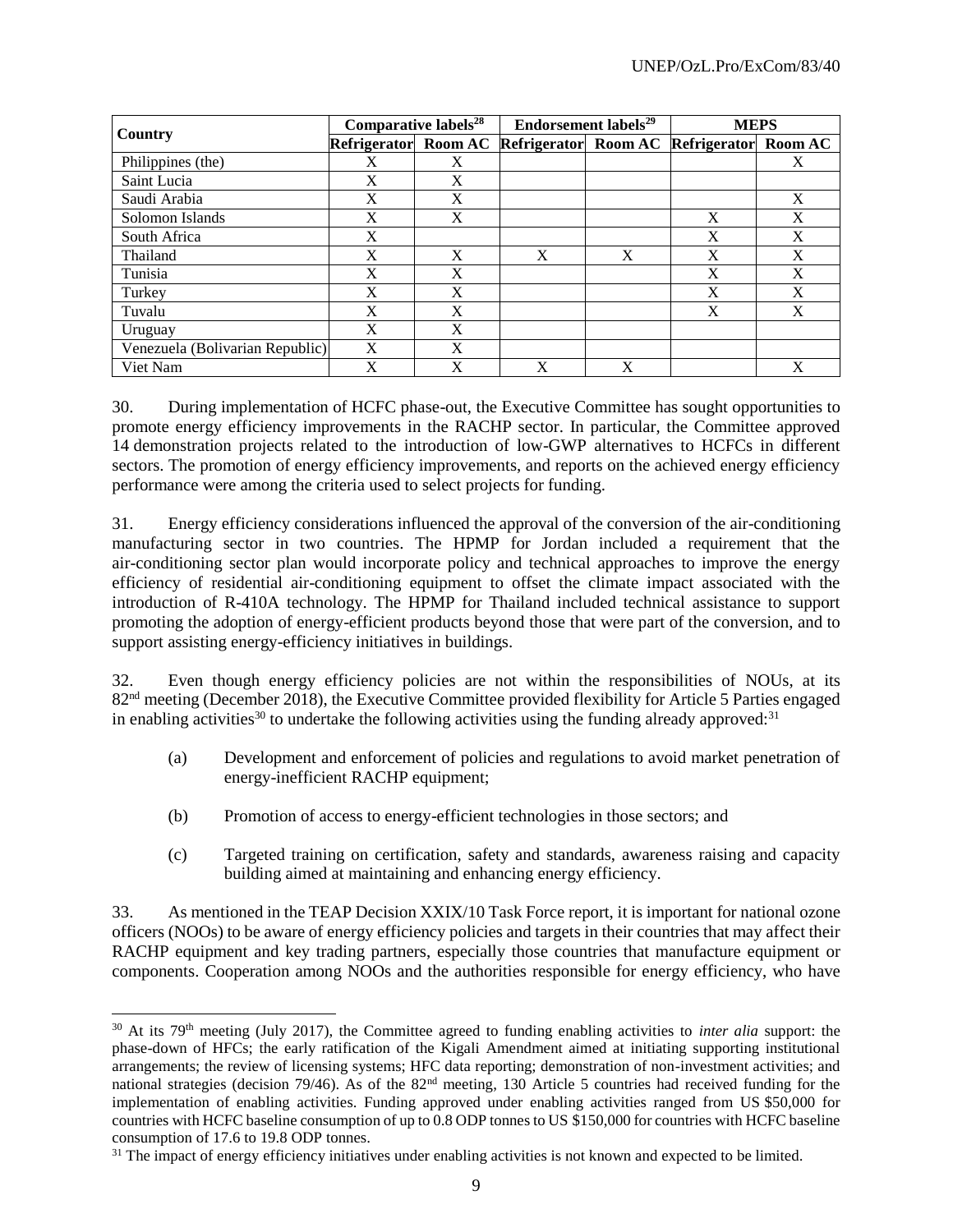| Country | Comparative labels[28] | | Endorsement labels[29] | | MEPS | |
|---|---|---|---|---|---|---|
| | Refrigerator | Room AC | Refrigerator | Room AC | Refrigerator | Room AC |
| Philippines (the) | X | X | | | | X |
| Saint Lucia | X | X | | | | |
| Saudi Arabia | X | X | | | | X |
| Solomon Islands | X | X | | | X | X |
| South Africa | X | | | | X | X |
| Thailand | X | X | X | X | X | X |
| Tunisia | X | X | | | X | X |
| Turkey | X | X | | | X | X |
| Tuvalu | X | X | | | X | X |
| Uruguay | X | X | | | | |
| Venezuela (Bolivarian Republic) | X | X | | | | |
| Viet Nam | X | X | X | X | | X |

30. During implementation of HCFC phase-out, the Executive Committee has sought opportunities to promote energy efficiency improvements in the RACHP sector. In particular, the Committee approved 14 demonstration projects related to the introduction of low-GWP alternatives to HCFCs in different sectors. The promotion of energy efficiency improvements, and reports on the achieved energy efficiency performance were among the criteria used to select projects for funding.

31. Energy efficiency considerations influenced the approval of the conversion of the air-conditioning manufacturing sector in two countries. The HPMP for Jordan included a requirement that the air-conditioning sector plan would incorporate policy and technical approaches to improve the energy efficiency of residential air-conditioning equipment to offset the climate impact associated with the introduction of R-410A technology. The HPMP for Thailand included technical assistance to support promoting the adoption of energy-efficient products beyond those that were part of the conversion, and to support assisting energy-efficiency initiatives in buildings.

32. Even though energy efficiency policies are not within the responsibilities of NOUs, at its 82nd meeting (December 2018), the Executive Committee provided flexibility for Article 5 Parties engaged in enabling activities[30] to undertake the following activities using the funding already approved:[31]

(a) Development and enforcement of policies and regulations to avoid market penetration of energy-inefficient RACHP equipment;

(b) Promotion of access to energy-efficient technologies in those sectors; and

(c) Targeted training on certification, safety and standards, awareness raising and capacity building aimed at maintaining and enhancing energy efficiency.

33. As mentioned in the TEAP Decision XXIX/10 Task Force report, it is important for national ozone officers (NOOs) to be aware of energy efficiency policies and targets in their countries that may affect their RACHP equipment and key trading partners, especially those countries that manufacture equipment or components. Cooperation among NOOs and the authorities responsible for energy efficiency, who have

---

[30] At its 79th meeting (July 2017), the Committee agreed to funding enabling activities to *inter alia* support: the phase-down of HFCs; the early ratification of the Kigali Amendment aimed at initiating supporting institutional arrangements; the review of licensing systems; HFC data reporting; demonstration of non-investment activities; and national strategies (decision 79/46). As of the 82nd meeting, 130 Article 5 countries had received funding for the implementation of enabling activities. Funding approved under enabling activities ranged from US $50,000 for countries with HCFC baseline consumption of up to 0.8 ODP tonnes to US $150,000 for countries with HCFC baseline consumption of 17.6 to 19.8 ODP tonnes.

[31] The impact of energy efficiency initiatives under enabling activities is not known and expected to be limited.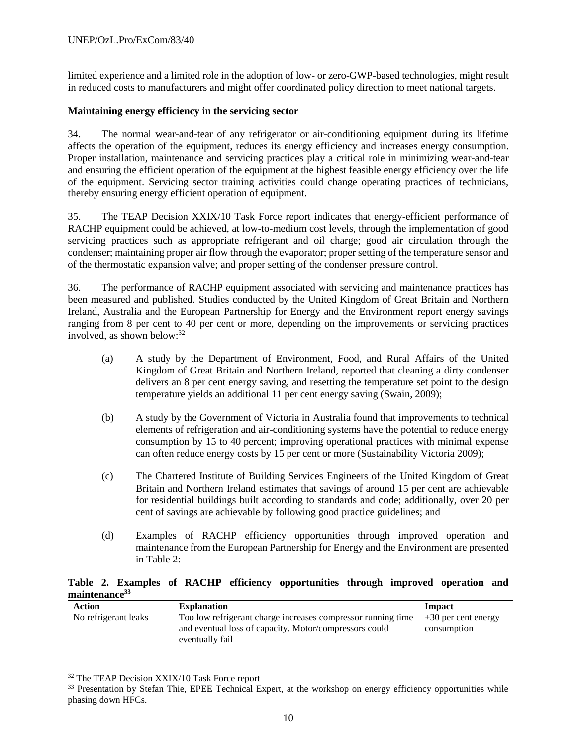limited experience and a limited role in the adoption of low- or zero-GWP-based technologies, might result in reduced costs to manufacturers and might offer coordinated policy direction to meet national targets.

**Maintaining energy efficiency in the servicing sector**

34. The normal wear-and-tear of any refrigerator or air-conditioning equipment during its lifetime affects the operation of the equipment, reduces its energy efficiency and increases energy consumption. Proper installation, maintenance and servicing practices play a critical role in minimizing wear-and-tear and ensuring the efficient operation of the equipment at the highest feasible energy efficiency over the life of the equipment. Servicing sector training activities could change operating practices of technicians, thereby ensuring energy efficient operation of equipment.

35. The TEAP Decision XXIX/10 Task Force report indicates that energy-efficient performance of RACHP equipment could be achieved, at low-to-medium cost levels, through the implementation of good servicing practices such as appropriate refrigerant and oil charge; good air circulation through the condenser; maintaining proper air flow through the evaporator; proper setting of the temperature sensor and of the thermostatic expansion valve; and proper setting of the condenser pressure control.

36. The performance of RACHP equipment associated with servicing and maintenance practices has been measured and published. Studies conducted by the United Kingdom of Great Britain and Northern Ireland, Australia and the European Partnership for Energy and the Environment report energy savings ranging from 8 per cent to 40 per cent or more, depending on the improvements or servicing practices involved, as shown below:[32]

(a) A study by the Department of Environment, Food, and Rural Affairs of the United Kingdom of Great Britain and Northern Ireland, reported that cleaning a dirty condenser delivers an 8 per cent energy saving, and resetting the temperature set point to the design temperature yields an additional 11 per cent energy saving (Swain, 2009);

(b) A study by the Government of Victoria in Australia found that improvements to technical elements of refrigeration and air-conditioning systems have the potential to reduce energy consumption by 15 to 40 percent; improving operational practices with minimal expense can often reduce energy costs by 15 per cent or more (Sustainability Victoria 2009);

(c) The Chartered Institute of Building Services Engineers of the United Kingdom of Great Britain and Northern Ireland estimates that savings of around 15 per cent are achievable for residential buildings built according to standards and code; additionally, over 20 per cent of savings are achievable by following good practice guidelines; and

(d) Examples of RACHP efficiency opportunities through improved operation and maintenance from the European Partnership for Energy and the Environment are presented in Table 2:

**Table 2. Examples of RACHP efficiency opportunities through improved operation and maintenance[33]**

| Action | Explanation | Impact |
|---|---|---|
| No refrigerant leaks | Too low refrigerant charge increases compressor running time and eventual loss of capacity. Motor/compressors could eventually fail | +30 per cent energy consumption |

[32] The TEAP Decision XXIX/10 Task Force report

[33] Presentation by Stefan Thie, EPEE Technical Expert, at the workshop on energy efficiency opportunities while phasing down HFCs.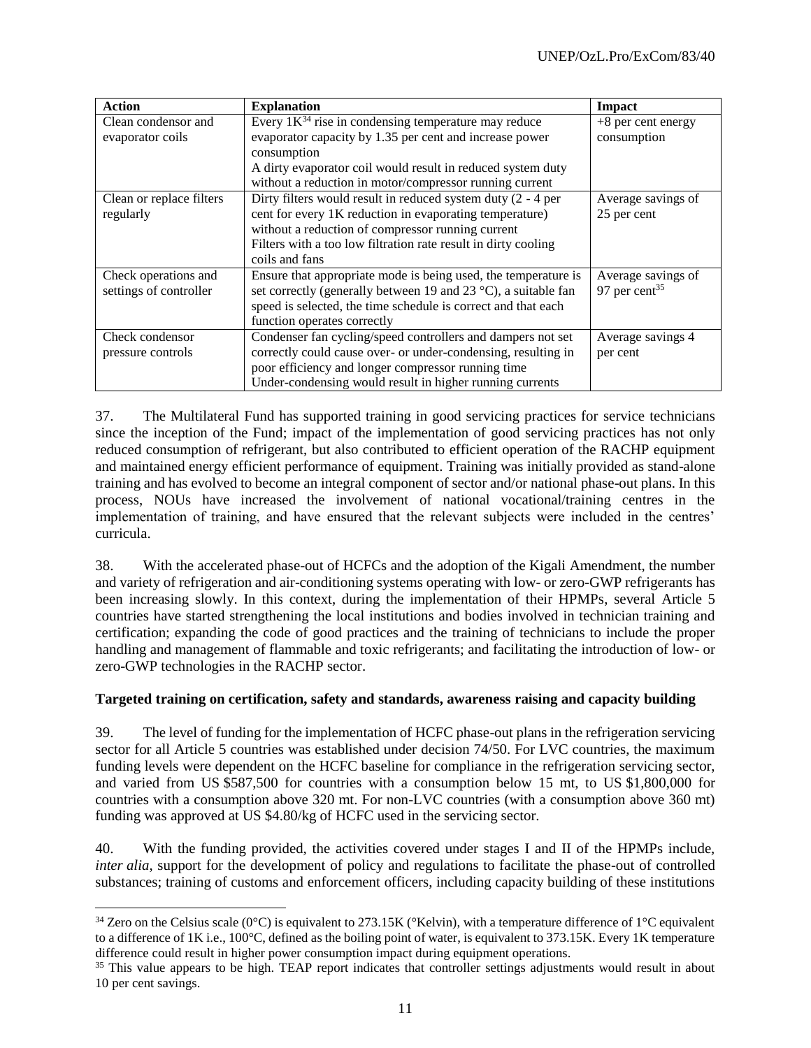| Action | Explanation | Impact |
|---|---|---|
| Clean condensor and evaporator coils | Every 1K[34] rise in condensing temperature may reduce evaporator capacity by 1.35 per cent and increase power consumption<br>A dirty evaporator coil would result in reduced system duty without a reduction in motor/compressor running current | +8 per cent energy consumption |
| Clean or replace filters regularly | Dirty filters would result in reduced system duty (2 - 4 per cent for every 1K reduction in evaporating temperature) without a reduction of compressor running current<br>Filters with a too low filtration rate result in dirty cooling coils and fans | Average savings of 25 per cent |
| Check operations and settings of controller | Ensure that appropriate mode is being used, the temperature is set correctly (generally between 19 and 23 °C), a suitable fan speed is selected, the time schedule is correct and that each function operates correctly | Average savings of 97 per cent[35] |
| Check condensor pressure controls | Condenser fan cycling/speed controllers and dampers not set correctly could cause over- or under-condensing, resulting in poor efficiency and longer compressor running time<br>Under-condensing would result in higher running currents | Average savings 4 per cent |

37. The Multilateral Fund has supported training in good servicing practices for service technicians since the inception of the Fund; impact of the implementation of good servicing practices has not only reduced consumption of refrigerant, but also contributed to efficient operation of the RACHP equipment and maintained energy efficient performance of equipment. Training was initially provided as stand-alone training and has evolved to become an integral component of sector and/or national phase-out plans. In this process, NOUs have increased the involvement of national vocational/training centres in the implementation of training, and have ensured that the relevant subjects were included in the centres' curricula.

38. With the accelerated phase-out of HCFCs and the adoption of the Kigali Amendment, the number and variety of refrigeration and air-conditioning systems operating with low- or zero-GWP refrigerants has been increasing slowly. In this context, during the implementation of their HPMPs, several Article 5 countries have started strengthening the local institutions and bodies involved in technician training and certification; expanding the code of good practices and the training of technicians to include the proper handling and management of flammable and toxic refrigerants; and facilitating the introduction of low- or zero-GWP technologies in the RACHP sector.

**Targeted training on certification, safety and standards, awareness raising and capacity building**

39. The level of funding for the implementation of HCFC phase-out plans in the refrigeration servicing sector for all Article 5 countries was established under decision 74/50. For LVC countries, the maximum funding levels were dependent on the HCFC baseline for compliance in the refrigeration servicing sector, and varied from US $587,500 for countries with a consumption below 15 mt, to US $1,800,000 for countries with a consumption above 320 mt. For non-LVC countries (with a consumption above 360 mt) funding was approved at US $4.80/kg of HCFC used in the servicing sector.

40. With the funding provided, the activities covered under stages I and II of the HPMPs include, *inter alia*, support for the development of policy and regulations to facilitate the phase-out of controlled substances; training of customs and enforcement officers, including capacity building of these institutions

[34] Zero on the Celsius scale (0°C) is equivalent to 273.15K (°Kelvin), with a temperature difference of 1°C equivalent to a difference of 1K i.e., 100°C, defined as the boiling point of water, is equivalent to 373.15K. Every 1K temperature difference could result in higher power consumption impact during equipment operations.

[35] This value appears to be high. TEAP report indicates that controller settings adjustments would result in about 10 per cent savings.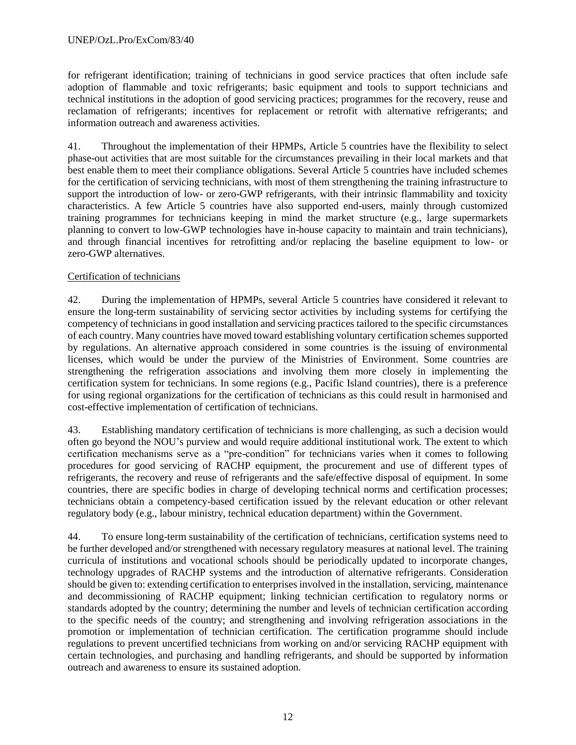for refrigerant identification; training of technicians in good service practices that often include safe adoption of flammable and toxic refrigerants; basic equipment and tools to support technicians and technical institutions in the adoption of good servicing practices; programmes for the recovery, reuse and reclamation of refrigerants; incentives for replacement or retrofit with alternative refrigerants; and information outreach and awareness activities.

41. Throughout the implementation of their HPMPs, Article 5 countries have the flexibility to select phase-out activities that are most suitable for the circumstances prevailing in their local markets and that best enable them to meet their compliance obligations. Several Article 5 countries have included schemes for the certification of servicing technicians, with most of them strengthening the training infrastructure to support the introduction of low- or zero-GWP refrigerants, with their intrinsic flammability and toxicity characteristics. A few Article 5 countries have also supported end-users, mainly through customized training programmes for technicians keeping in mind the market structure (e.g., large supermarkets planning to convert to low-GWP technologies have in-house capacity to maintain and train technicians), and through financial incentives for retrofitting and/or replacing the baseline equipment to low- or zero-GWP alternatives.

Certification of technicians

42. During the implementation of HPMPs, several Article 5 countries have considered it relevant to ensure the long-term sustainability of servicing sector activities by including systems for certifying the competency of technicians in good installation and servicing practices tailored to the specific circumstances of each country. Many countries have moved toward establishing voluntary certification schemes supported by regulations. An alternative approach considered in some countries is the issuing of environmental licenses, which would be under the purview of the Ministries of Environment. Some countries are strengthening the refrigeration associations and involving them more closely in implementing the certification system for technicians. In some regions (e.g., Pacific Island countries), there is a preference for using regional organizations for the certification of technicians as this could result in harmonised and cost-effective implementation of certification of technicians.

43. Establishing mandatory certification of technicians is more challenging, as such a decision would often go beyond the NOU's purview and would require additional institutional work. The extent to which certification mechanisms serve as a "pre-condition" for technicians varies when it comes to following procedures for good servicing of RACHP equipment, the procurement and use of different types of refrigerants, the recovery and reuse of refrigerants and the safe/effective disposal of equipment. In some countries, there are specific bodies in charge of developing technical norms and certification processes; technicians obtain a competency-based certification issued by the relevant education or other relevant regulatory body (e.g., labour ministry, technical education department) within the Government.

44. To ensure long-term sustainability of the certification of technicians, certification systems need to be further developed and/or strengthened with necessary regulatory measures at national level. The training curricula of institutions and vocational schools should be periodically updated to incorporate changes, technology upgrades of RACHP systems and the introduction of alternative refrigerants. Consideration should be given to: extending certification to enterprises involved in the installation, servicing, maintenance and decommissioning of RACHP equipment; linking technician certification to regulatory norms or standards adopted by the country; determining the number and levels of technician certification according to the specific needs of the country; and strengthening and involving refrigeration associations in the promotion or implementation of technician certification. The certification programme should include regulations to prevent uncertified technicians from working on and/or servicing RACHP equipment with certain technologies, and purchasing and handling refrigerants, and should be supported by information outreach and awareness to ensure its sustained adoption.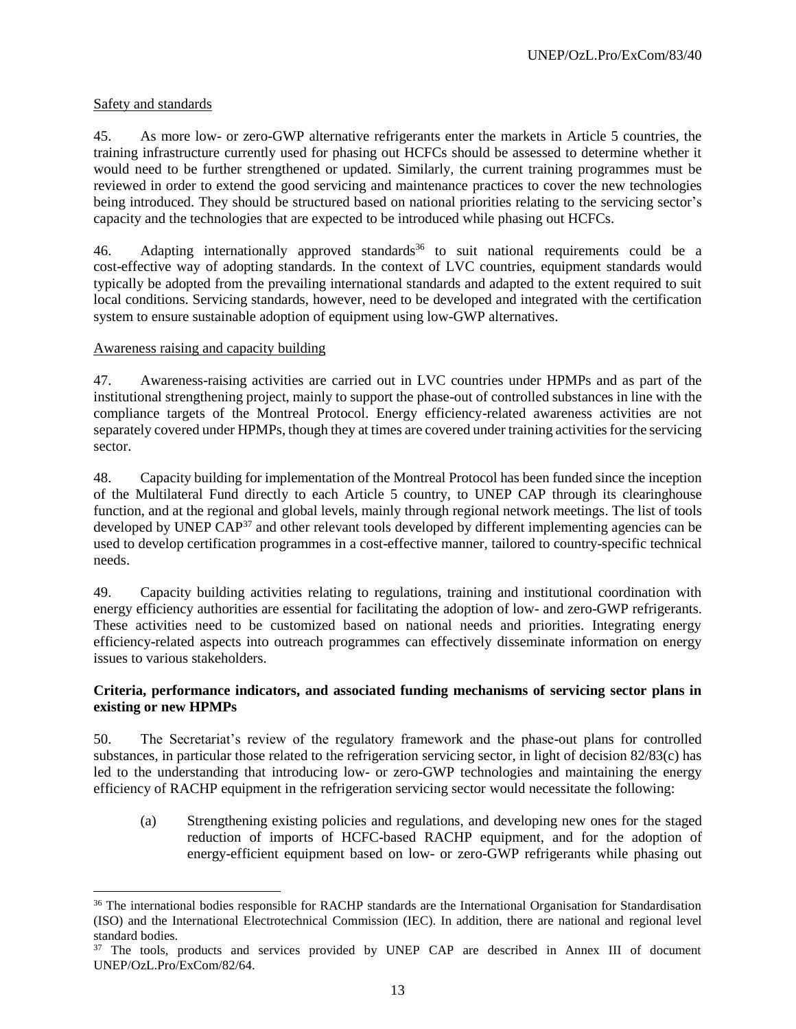Safety and standards

45. As more low- or zero-GWP alternative refrigerants enter the markets in Article 5 countries, the training infrastructure currently used for phasing out HCFCs should be assessed to determine whether it would need to be further strengthened or updated. Similarly, the current training programmes must be reviewed in order to extend the good servicing and maintenance practices to cover the new technologies being introduced. They should be structured based on national priorities relating to the servicing sector's capacity and the technologies that are expected to be introduced while phasing out HCFCs.

46. Adapting internationally approved standards[36] to suit national requirements could be a cost-effective way of adopting standards. In the context of LVC countries, equipment standards would typically be adopted from the prevailing international standards and adapted to the extent required to suit local conditions. Servicing standards, however, need to be developed and integrated with the certification system to ensure sustainable adoption of equipment using low-GWP alternatives.

Awareness raising and capacity building

47. Awareness-raising activities are carried out in LVC countries under HPMPs and as part of the institutional strengthening project, mainly to support the phase-out of controlled substances in line with the compliance targets of the Montreal Protocol. Energy efficiency-related awareness activities are not separately covered under HPMPs, though they at times are covered under training activities for the servicing sector.

48. Capacity building for implementation of the Montreal Protocol has been funded since the inception of the Multilateral Fund directly to each Article 5 country, to UNEP CAP through its clearinghouse function, and at the regional and global levels, mainly through regional network meetings. The list of tools developed by UNEP CAP[37] and other relevant tools developed by different implementing agencies can be used to develop certification programmes in a cost-effective manner, tailored to country-specific technical needs.

49. Capacity building activities relating to regulations, training and institutional coordination with energy efficiency authorities are essential for facilitating the adoption of low- and zero-GWP refrigerants. These activities need to be customized based on national needs and priorities. Integrating energy efficiency-related aspects into outreach programmes can effectively disseminate information on energy issues to various stakeholders.

**Criteria, performance indicators, and associated funding mechanisms of servicing sector plans in existing or new HPMPs**

50. The Secretariat's review of the regulatory framework and the phase-out plans for controlled substances, in particular those related to the refrigeration servicing sector, in light of decision 82/83(c) has led to the understanding that introducing low- or zero-GWP technologies and maintaining the energy efficiency of RACHP equipment in the refrigeration servicing sector would necessitate the following:

(a) Strengthening existing policies and regulations, and developing new ones for the staged reduction of imports of HCFC-based RACHP equipment, and for the adoption of energy-efficient equipment based on low- or zero-GWP refrigerants while phasing out

[36] The international bodies responsible for RACHP standards are the International Organisation for Standardisation (ISO) and the International Electrotechnical Commission (IEC). In addition, there are national and regional level standard bodies.

[37] The tools, products and services provided by UNEP CAP are described in Annex III of document UNEP/OzL.Pro/ExCom/82/64.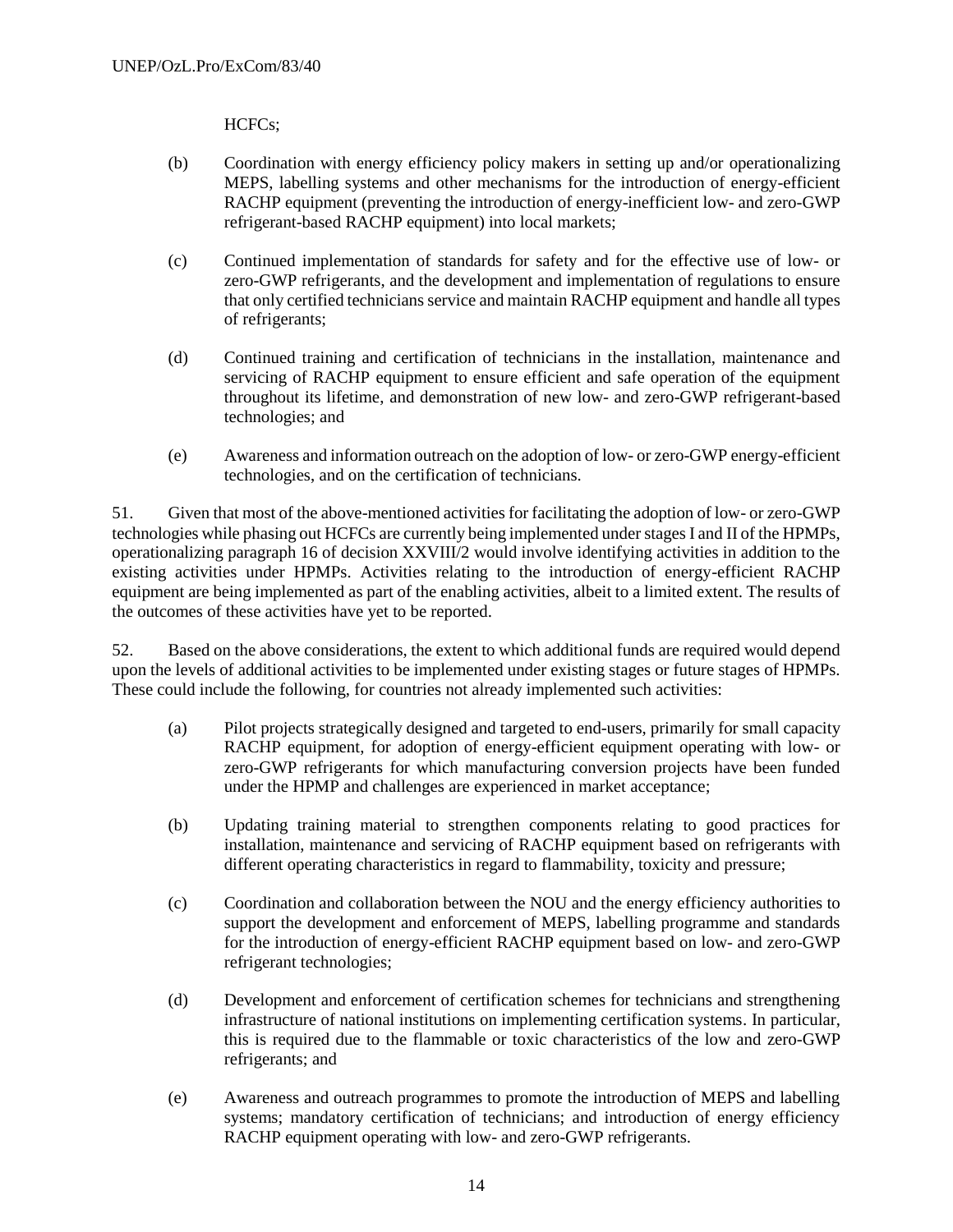HCFCs;

(b) Coordination with energy efficiency policy makers in setting up and/or operationalizing MEPS, labelling systems and other mechanisms for the introduction of energy-efficient RACHP equipment (preventing the introduction of energy-inefficient low- and zero-GWP refrigerant-based RACHP equipment) into local markets;

(c) Continued implementation of standards for safety and for the effective use of low- or zero-GWP refrigerants, and the development and implementation of regulations to ensure that only certified technicians service and maintain RACHP equipment and handle all types of refrigerants;

(d) Continued training and certification of technicians in the installation, maintenance and servicing of RACHP equipment to ensure efficient and safe operation of the equipment throughout its lifetime, and demonstration of new low- and zero-GWP refrigerant-based technologies; and

(e) Awareness and information outreach on the adoption of low- or zero-GWP energy-efficient technologies, and on the certification of technicians.

51. Given that most of the above-mentioned activities for facilitating the adoption of low- or zero-GWP technologies while phasing out HCFCs are currently being implemented under stages I and II of the HPMPs, operationalizing paragraph 16 of decision XXVIII/2 would involve identifying activities in addition to the existing activities under HPMPs. Activities relating to the introduction of energy-efficient RACHP equipment are being implemented as part of the enabling activities, albeit to a limited extent. The results of the outcomes of these activities have yet to be reported.

52. Based on the above considerations, the extent to which additional funds are required would depend upon the levels of additional activities to be implemented under existing stages or future stages of HPMPs. These could include the following, for countries not already implemented such activities:

(a) Pilot projects strategically designed and targeted to end-users, primarily for small capacity RACHP equipment, for adoption of energy-efficient equipment operating with low- or zero-GWP refrigerants for which manufacturing conversion projects have been funded under the HPMP and challenges are experienced in market acceptance;

(b) Updating training material to strengthen components relating to good practices for installation, maintenance and servicing of RACHP equipment based on refrigerants with different operating characteristics in regard to flammability, toxicity and pressure;

(c) Coordination and collaboration between the NOU and the energy efficiency authorities to support the development and enforcement of MEPS, labelling programme and standards for the introduction of energy-efficient RACHP equipment based on low- and zero-GWP refrigerant technologies;

(d) Development and enforcement of certification schemes for technicians and strengthening infrastructure of national institutions on implementing certification systems. In particular, this is required due to the flammable or toxic characteristics of the low and zero-GWP refrigerants; and

(e) Awareness and outreach programmes to promote the introduction of MEPS and labelling systems; mandatory certification of technicians; and introduction of energy efficiency RACHP equipment operating with low- and zero-GWP refrigerants.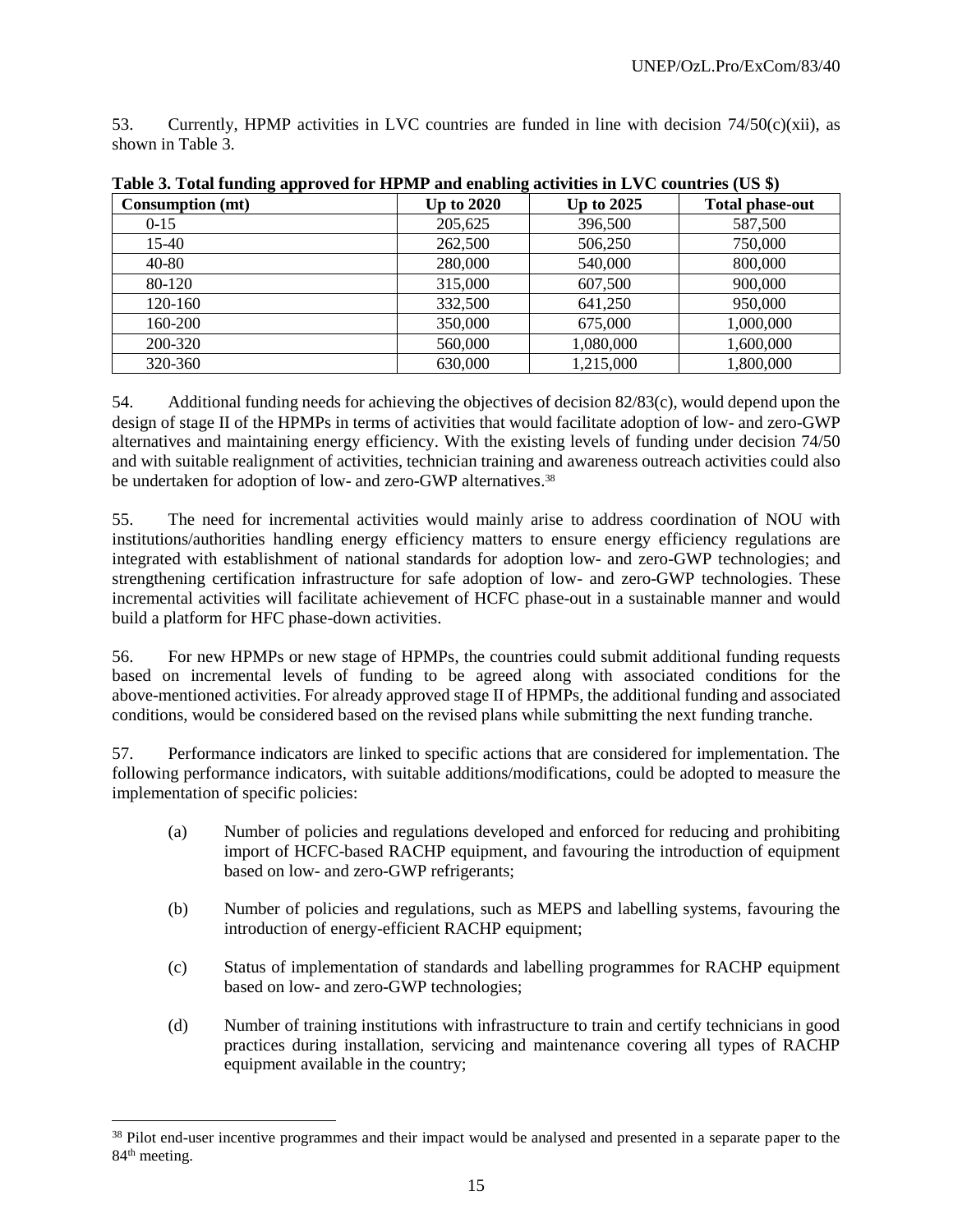53. Currently, HPMP activities in LVC countries are funded in line with decision 74/50(c)(xii), as shown in Table 3.

**Table 3. Total funding approved for HPMP and enabling activities in LVC countries (US $)**

| Consumption (mt) | Up to 2020 | Up to 2025 | Total phase-out |
|---|---|---|---|
| 0-15 | 205,625 | 396,500 | 587,500 |
| 15-40 | 262,500 | 506,250 | 750,000 |
| 40-80 | 280,000 | 540,000 | 800,000 |
| 80-120 | 315,000 | 607,500 | 900,000 |
| 120-160 | 332,500 | 641,250 | 950,000 |
| 160-200 | 350,000 | 675,000 | 1,000,000 |
| 200-320 | 560,000 | 1,080,000 | 1,600,000 |
| 320-360 | 630,000 | 1,215,000 | 1,800,000 |

54. Additional funding needs for achieving the objectives of decision 82/83(c), would depend upon the design of stage II of the HPMPs in terms of activities that would facilitate adoption of low- and zero-GWP alternatives and maintaining energy efficiency. With the existing levels of funding under decision 74/50 and with suitable realignment of activities, technician training and awareness outreach activities could also be undertaken for adoption of low- and zero-GWP alternatives.[38]

55. The need for incremental activities would mainly arise to address coordination of NOU with institutions/authorities handling energy efficiency matters to ensure energy efficiency regulations are integrated with establishment of national standards for adoption low- and zero-GWP technologies; and strengthening certification infrastructure for safe adoption of low- and zero-GWP technologies. These incremental activities will facilitate achievement of HCFC phase-out in a sustainable manner and would build a platform for HFC phase-down activities.

56. For new HPMPs or new stage of HPMPs, the countries could submit additional funding requests based on incremental levels of funding to be agreed along with associated conditions for the above-mentioned activities. For already approved stage II of HPMPs, the additional funding and associated conditions, would be considered based on the revised plans while submitting the next funding tranche.

57. Performance indicators are linked to specific actions that are considered for implementation. The following performance indicators, with suitable additions/modifications, could be adopted to measure the implementation of specific policies:

(a) Number of policies and regulations developed and enforced for reducing and prohibiting import of HCFC-based RACHP equipment, and favouring the introduction of equipment based on low- and zero-GWP refrigerants;

(b) Number of policies and regulations, such as MEPS and labelling systems, favouring the introduction of energy-efficient RACHP equipment;

(c) Status of implementation of standards and labelling programmes for RACHP equipment based on low- and zero-GWP technologies;

(d) Number of training institutions with infrastructure to train and certify technicians in good practices during installation, servicing and maintenance covering all types of RACHP equipment available in the country;

[38] Pilot end-user incentive programmes and their impact would be analysed and presented in a separate paper to the 84th meeting.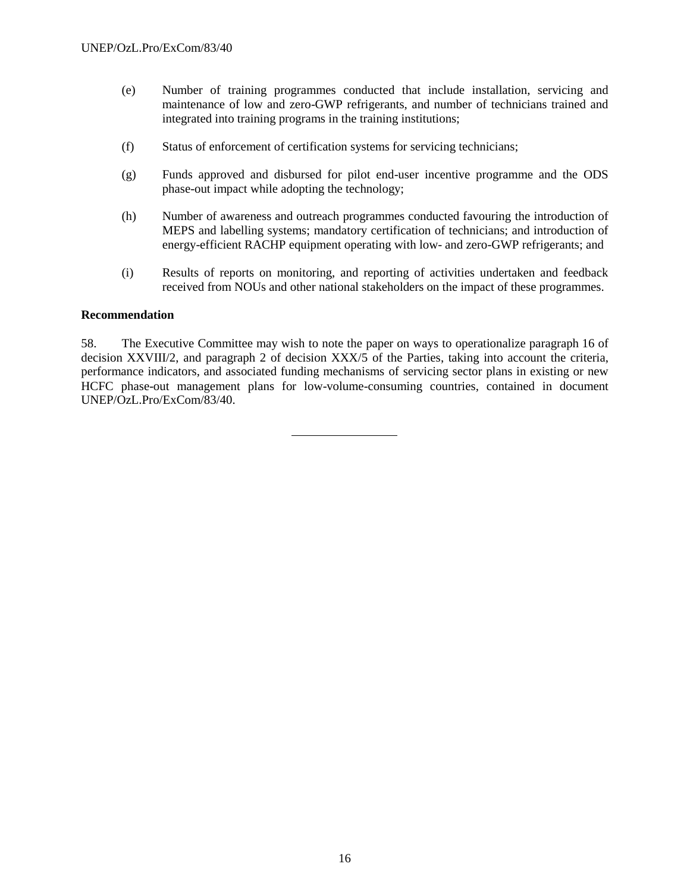(e) Number of training programmes conducted that include installation, servicing and maintenance of low and zero-GWP refrigerants, and number of technicians trained and integrated into training programs in the training institutions;

(f) Status of enforcement of certification systems for servicing technicians;

(g) Funds approved and disbursed for pilot end-user incentive programme and the ODS phase-out impact while adopting the technology;

(h) Number of awareness and outreach programmes conducted favouring the introduction of MEPS and labelling systems; mandatory certification of technicians; and introduction of energy-efficient RACHP equipment operating with low- and zero-GWP refrigerants; and

(i) Results of reports on monitoring, and reporting of activities undertaken and feedback received from NOUs and other national stakeholders on the impact of these programmes.

**Recommendation**

58. The Executive Committee may wish to note the paper on ways to operationalize paragraph 16 of decision XXVIII/2, and paragraph 2 of decision XXX/5 of the Parties, taking into account the criteria, performance indicators, and associated funding mechanisms of servicing sector plans in existing or new HCFC phase-out management plans for low-volume-consuming countries, contained in document UNEP/OzL.Pro/ExCom/83/40.